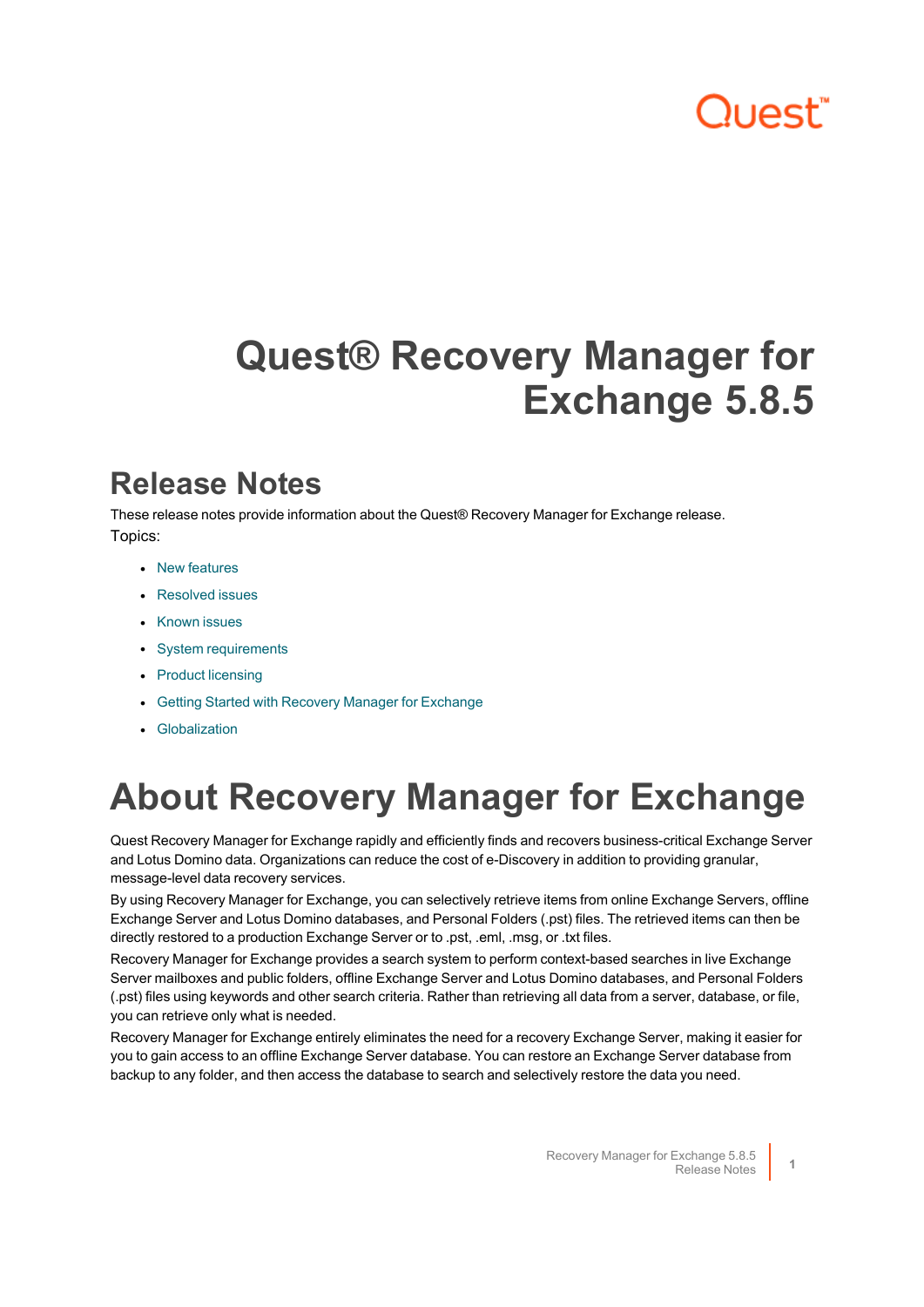# Quest® Recovery Manager for Exchange 5.8.5

## Release Notes

These release notes provide information about the Quest® Recovery Manager for Exchange release.

Topics:

- New features
- Resolved issues
- Known issues
- System requirements
- Product licensing
- Getting Started with Recovery Manager for Exchange
- Globalization

# About Recovery Manager for Exchange

Quest Recovery Manager for Exchange rapidly and efficiently finds and recovers business-critical Exchange Server and Lotus Domino data. Organizations can reduce the cost of e-Discovery in addition to providing granular, message-level data recovery services.

By using Recovery Manager for Exchange, you can selectively retrieve items from online Exchange Servers, offline Exchange Server and Lotus Domino databases, and Personal Folders (.pst) files. The retrieved items can then be directly restored to a production Exchange Server or to .pst, .eml, .msg, or .txt files.

Recovery Manager for Exchange provides a search system to perform context-based searches in live Exchange Server mailboxes and public folders, offline Exchange Server and Lotus Domino databases, and Personal Folders (.pst) files using keywords and other search criteria. Rather than retrieving all data from a server, database, or file, you can retrieve only what is needed.

Recovery Manager for Exchange entirely eliminates the need for a recovery Exchange Server, making it easier for you to gain access to an offline Exchange Server database. You can restore an Exchange Server database from backup to any folder, and then access the database to search and selectively restore the data you need.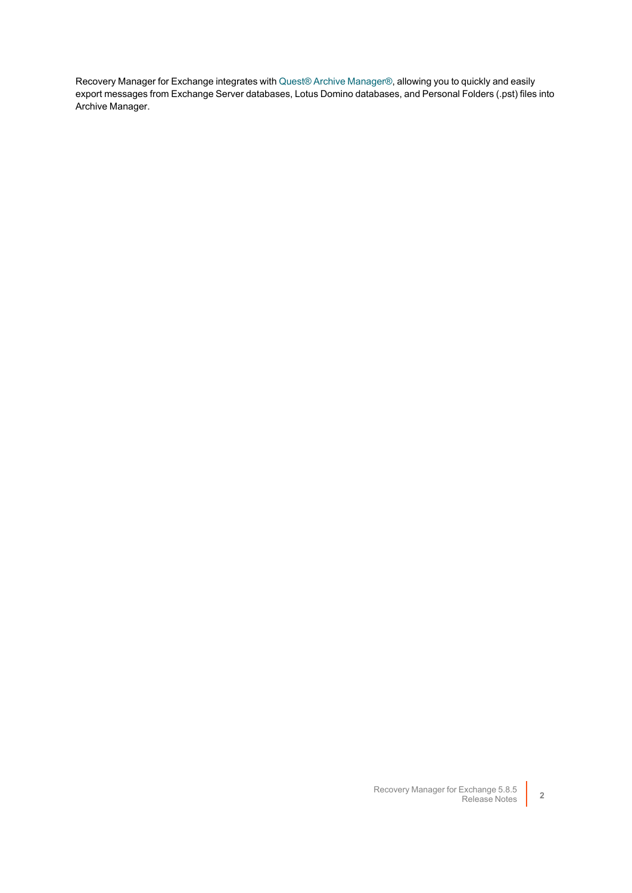Recovery Manager for Exchange integrates with Quest® Archive Manager®, allowing you to quickly and easily export messages from Exchange Server databases, Lotus Domino databases, and Personal Folders (.pst) files into Archive Manager.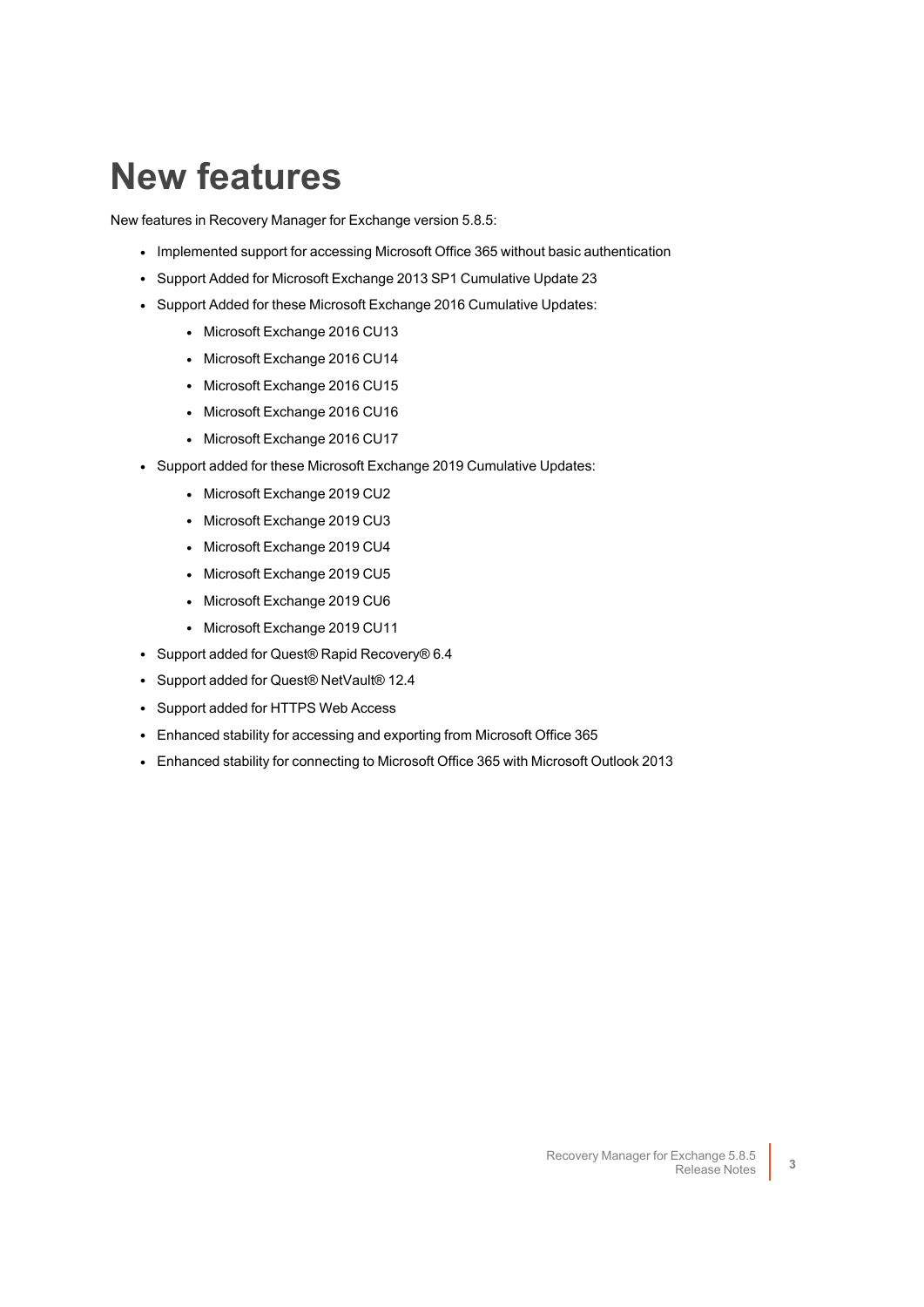# New features

New features in Recovery Manager for Exchange version 5.8.5:

- Implemented support for accessing Microsoft Office 365 without basic authentication
- Support Added for Microsoft Exchange 2013 SP1 Cumulative Update 23
- Support Added for these Microsoft Exchange 2016 Cumulative Updates:
  - Microsoft Exchange 2016 CU13
  - Microsoft Exchange 2016 CU14
  - Microsoft Exchange 2016 CU15
  - Microsoft Exchange 2016 CU16
  - Microsoft Exchange 2016 CU17
- Support added for these Microsoft Exchange 2019 Cumulative Updates:
  - Microsoft Exchange 2019 CU2
  - Microsoft Exchange 2019 CU3
  - Microsoft Exchange 2019 CU4
  - Microsoft Exchange 2019 CU5
  - Microsoft Exchange 2019 CU6
  - Microsoft Exchange 2019 CU11
- Support added for Quest® Rapid Recovery® 6.4
- Support added for Quest® NetVault® 12.4
- Support added for HTTPS Web Access
- Enhanced stability for accessing and exporting from Microsoft Office 365
- Enhanced stability for connecting to Microsoft Office 365 with Microsoft Outlook 2013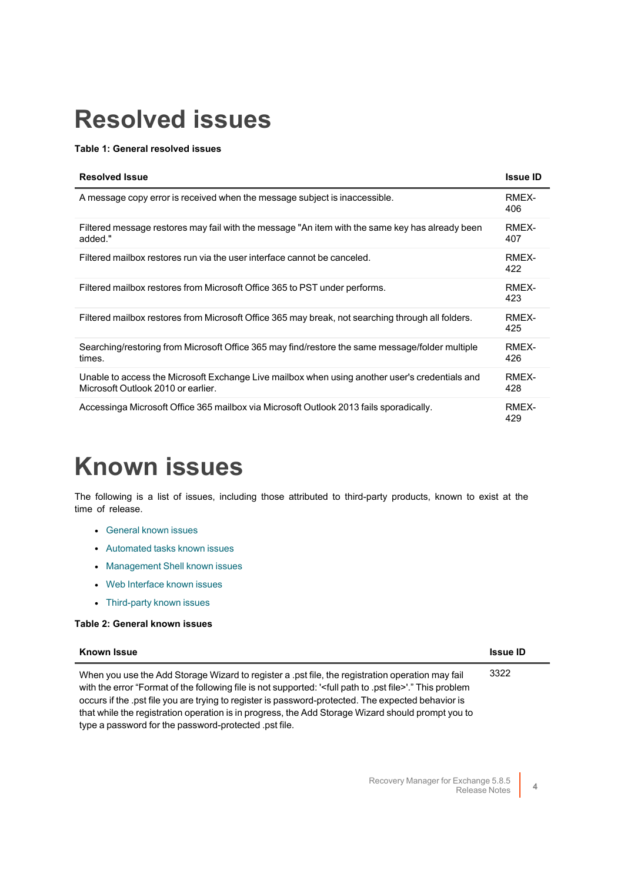# Resolved issues

**Table 1: General resolved issues**

| Resolved Issue | Issue ID |
|---|---|
| A message copy error is received when the message subject is inaccessible. | RMEX-406 |
| Filtered message restores may fail with the message "An item with the same key has already been added." | RMEX-407 |
| Filtered mailbox restores run via the user interface cannot be canceled. | RMEX-422 |
| Filtered mailbox restores from Microsoft Office 365 to PST under performs. | RMEX-423 |
| Filtered mailbox restores from Microsoft Office 365 may break, not searching through all folders. | RMEX-425 |
| Searching/restoring from Microsoft Office 365 may find/restore the same message/folder multiple times. | RMEX-426 |
| Unable to access the Microsoft Exchange Live mailbox when using another user's credentials and Microsoft Outlook 2010 or earlier. | RMEX-428 |
| Accessinga Microsoft Office 365 mailbox via Microsoft Outlook 2013 fails sporadically. | RMEX-429 |

# Known issues

The following is a list of issues, including those attributed to third-party products, known to exist at the time of release.

- General known issues
- Automated tasks known issues
- Management Shell known issues
- Web Interface known issues
- Third-party known issues

**Table 2: General known issues**

| Known Issue | Issue ID |
|---|---|
| When you use the Add Storage Wizard to register a .pst file, the registration operation may fail with the error “Format of the following file is not supported: '<full path to .pst file>'.” This problem occurs if the .pst file you are trying to register is password-protected. The expected behavior is that while the registration operation is in progress, the Add Storage Wizard should prompt you to type a password for the password-protected .pst file. | 3322 |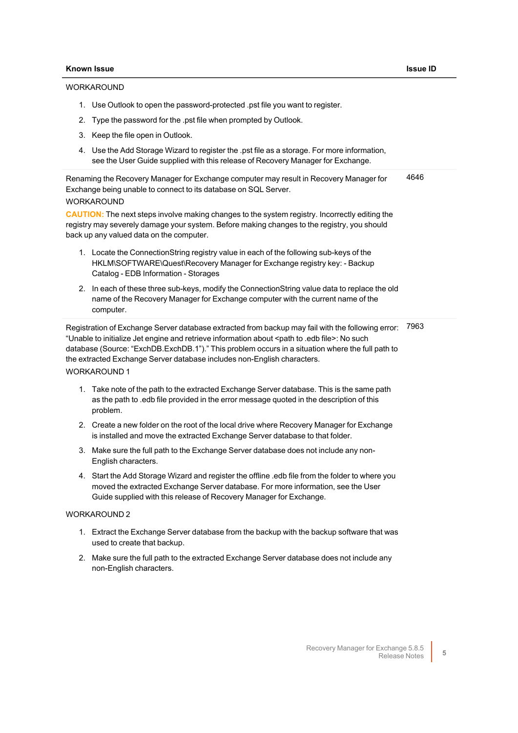| Known Issue | Issue ID |
|---|---|
| WORKAROUND<br><br>1. Use Outlook to open the password-protected .pst file you want to register.<br>2. Type the password for the .pst file when prompted by Outlook.<br>3. Keep the file open in Outlook.<br>4. Use the Add Storage Wizard to register the .pst file as a storage. For more information, see the User Guide supplied with this release of Recovery Manager for Exchange. | |
| Renaming the Recovery Manager for Exchange computer may result in Recovery Manager for Exchange being unable to connect to its database on SQL Server.<br>WORKAROUND<br>**CAUTION:** The next steps involve making changes to the system registry. Incorrectly editing the registry may severely damage your system. Before making changes to the registry, you should back up any valued data on the computer.<br><br>1. Locate the ConnectionString registry value in each of the following sub-keys of the HKLM\SOFTWARE\Quest\Recovery Manager for Exchange registry key: - Backup Catalog - EDB Information - Storages<br>2. In each of these three sub-keys, modify the ConnectionString value data to replace the old name of the Recovery Manager for Exchange computer with the current name of the computer. | 4646 |
| Registration of Exchange Server database extracted from backup may fail with the following error: “Unable to initialize Jet engine and retrieve information about <path to .edb file>: No such database (Source: “ExchDB.ExchDB.1”).” This problem occurs in a situation where the full path to the extracted Exchange Server database includes non-English characters.<br>WORKAROUND 1<br><br>1. Take note of the path to the extracted Exchange Server database. This is the same path as the path to .edb file provided in the error message quoted in the description of this problem.<br>2. Create a new folder on the root of the local drive where Recovery Manager for Exchange is installed and move the extracted Exchange Server database to that folder.<br>3. Make sure the full path to the Exchange Server database does not include any non-English characters.<br>4. Start the Add Storage Wizard and register the offline .edb file from the folder to where you moved the extracted Exchange Server database. For more information, see the User Guide supplied with this release of Recovery Manager for Exchange.<br><br>WORKAROUND 2<br><br>1. Extract the Exchange Server database from the backup with the backup software that was used to create that backup.<br>2. Make sure the full path to the extracted Exchange Server database does not include any non-English characters. | 7963 |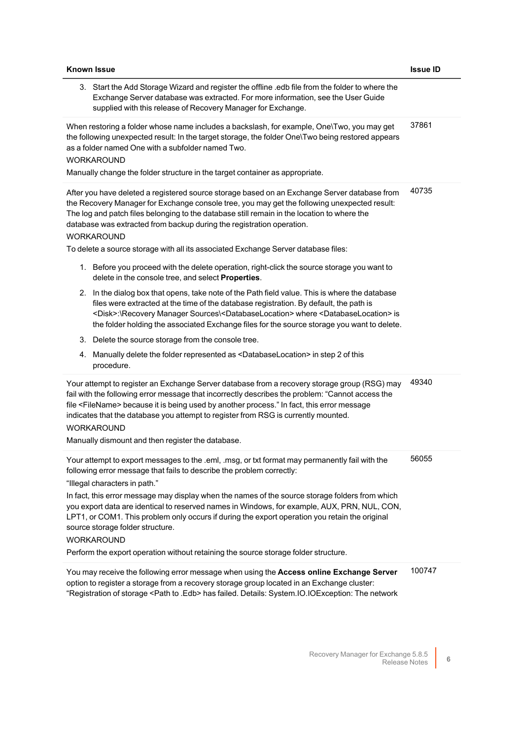| Known Issue | Issue ID |
|---|---|
| 3. Start the Add Storage Wizard and register the offline .edb file from the folder to where the Exchange Server database was extracted. For more information, see the User Guide supplied with this release of Recovery Manager for Exchange. | |
| When restoring a folder whose name includes a backslash, for example, One\Two, you may get the following unexpected result: In the target storage, the folder One\Two being restored appears as a folder named One with a subfolder named Two.<br>WORKAROUND<br>Manually change the folder structure in the target container as appropriate. | 37861 |
| After you have deleted a registered source storage based on an Exchange Server database from the Recovery Manager for Exchange console tree, you may get the following unexpected result: The log and patch files belonging to the database still remain in the location to where the database was extracted from backup during the registration operation.<br>WORKAROUND<br>To delete a source storage with all its associated Exchange Server database files:<br>1. Before you proceed with the delete operation, right-click the source storage you want to delete in the console tree, and select **Properties**.<br>2. In the dialog box that opens, take note of the Path field value. This is where the database files were extracted at the time of the database registration. By default, the path is <Disk>:\Recovery Manager Sources\<DatabaseLocation> where <DatabaseLocation> is the folder holding the associated Exchange files for the source storage you want to delete.<br>3. Delete the source storage from the console tree.<br>4. Manually delete the folder represented as <DatabaseLocation> in step 2 of this procedure. | 40735 |
| Your attempt to register an Exchange Server database from a recovery storage group (RSG) may fail with the following error message that incorrectly describes the problem: "Cannot access the file <FileName> because it is being used by another process." In fact, this error message indicates that the database you attempt to register from RSG is currently mounted.<br>WORKAROUND<br>Manually dismount and then register the database. | 49340 |
| Your attempt to export messages to the .eml, .msg, or txt format may permanently fail with the following error message that fails to describe the problem correctly:<br>"Illegal characters in path."<br>In fact, this error message may display when the names of the source storage folders from which you export data are identical to reserved names in Windows, for example, AUX, PRN, NUL, CON, LPT1, or COM1. This problem only occurs if during the export operation you retain the original source storage folder structure.<br>WORKAROUND<br>Perform the export operation without retaining the source storage folder structure. | 56055 |
| You may receive the following error message when using the **Access online Exchange Server** option to register a storage from a recovery storage group located in an Exchange cluster:<br>"Registration of storage <Path to .Edb> has failed. Details: System.IO.IOException: The network | 100747 |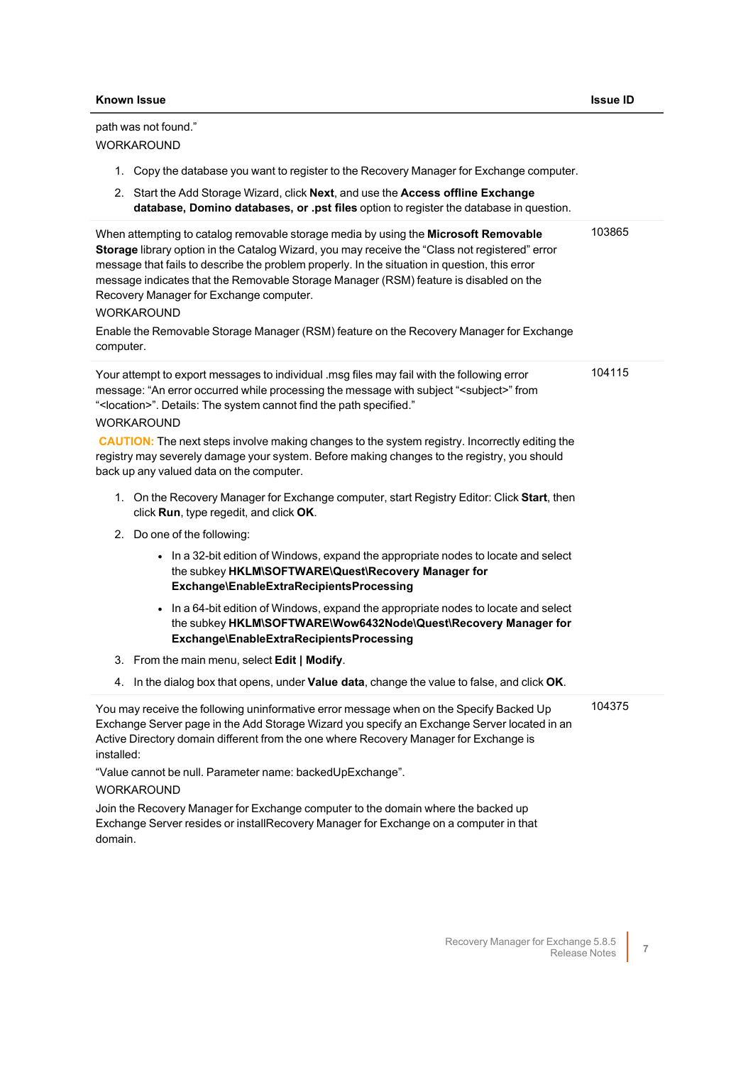| Known Issue | Issue ID |
|---|---|
| path was not found."<br>WORKAROUND<br>1. Copy the database you want to register to the Recovery Manager for Exchange computer.<br>2. Start the Add Storage Wizard, click **Next**, and use the **Access offline Exchange database, Domino databases, or .pst files** option to register the database in question. | |
| When attempting to catalog removable storage media by using the **Microsoft Removable Storage** library option in the Catalog Wizard, you may receive the "Class not registered" error message that fails to describe the problem properly. In the situation in question, this error message indicates that the Removable Storage Manager (RSM) feature is disabled on the Recovery Manager for Exchange computer.<br>WORKAROUND<br>Enable the Removable Storage Manager (RSM) feature on the Recovery Manager for Exchange computer. | 103865 |
| Your attempt to export messages to individual .msg files may fail with the following error message: "An error occurred while processing the message with subject "<subject>" from "<location>". Details: The system cannot find the path specified."<br>WORKAROUND<br>**CAUTION:** The next steps involve making changes to the system registry. Incorrectly editing the registry may severely damage your system. Before making changes to the registry, you should back up any valued data on the computer.<br>1. On the Recovery Manager for Exchange computer, start Registry Editor: Click **Start**, then click **Run**, type regedit, and click **OK**.<br>2. Do one of the following:<br>• In a 32-bit edition of Windows, expand the appropriate nodes to locate and select the subkey **HKLM\SOFTWARE\Quest\Recovery Manager for Exchange\EnableExtraRecipientsProcessing**<br>• In a 64-bit edition of Windows, expand the appropriate nodes to locate and select the subkey **HKLM\SOFTWARE\Wow6432Node\Quest\Recovery Manager for Exchange\EnableExtraRecipientsProcessing**<br>3. From the main menu, select **Edit \| Modify**.<br>4. In the dialog box that opens, under **Value data**, change the value to false, and click **OK**. | 104115 |
| You may receive the following uninformative error message when on the Specify Backed Up Exchange Server page in the Add Storage Wizard you specify an Exchange Server located in an Active Directory domain different from the one where Recovery Manager for Exchange is installed:<br>"Value cannot be null. Parameter name: backedUpExchange".<br>WORKAROUND<br>Join the Recovery Manager for Exchange computer to the domain where the backed up Exchange Server resides or installRecovery Manager for Exchange on a computer in that domain. | 104375 |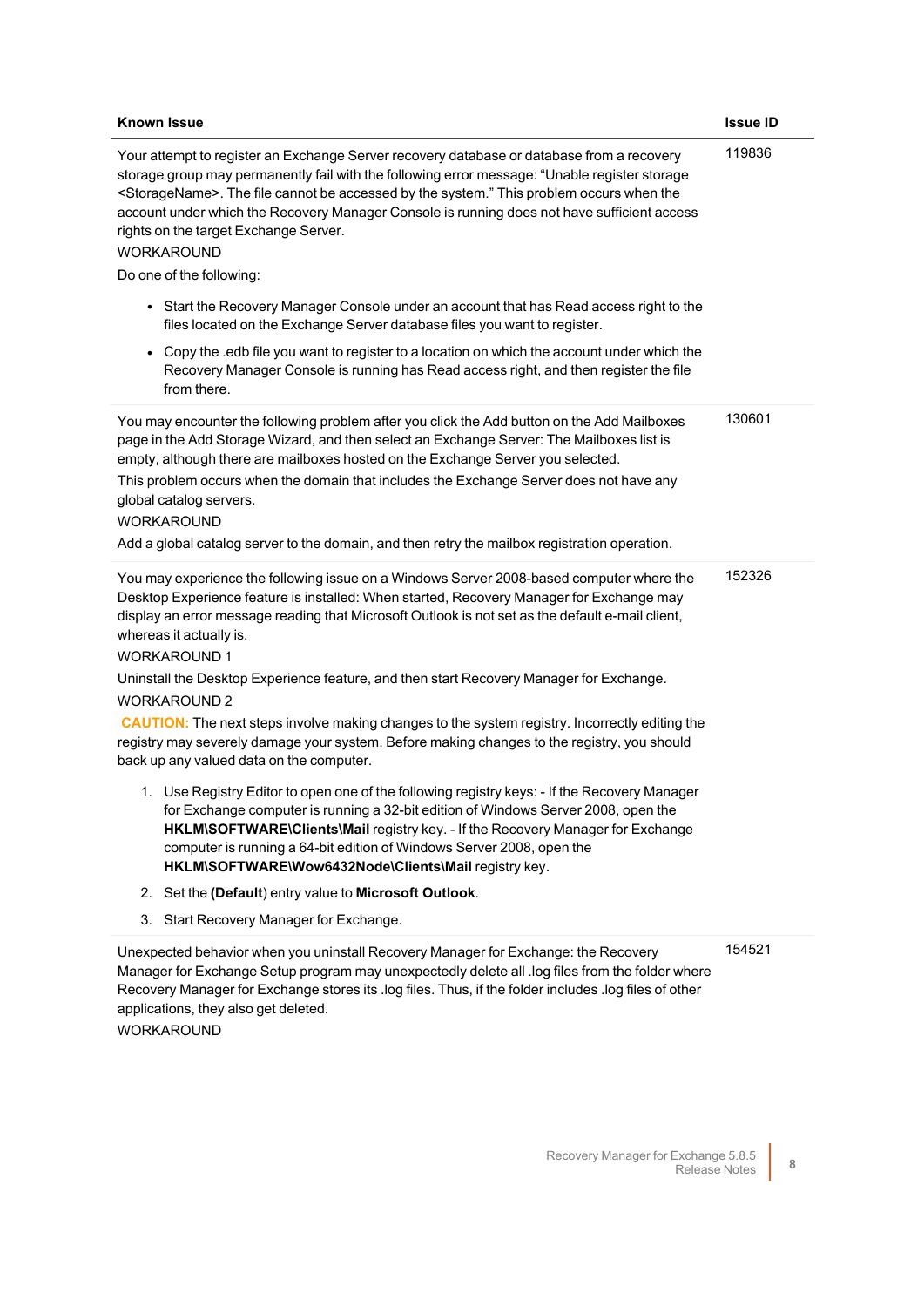| Known Issue | Issue ID |
|---|---|
| Your attempt to register an Exchange Server recovery database or database from a recovery storage group may permanently fail with the following error message: “Unable register storage <StorageName>. The file cannot be accessed by the system.” This problem occurs when the account under which the Recovery Manager Console is running does not have sufficient access rights on the target Exchange Server.<br>WORKAROUND<br>Do one of the following:<br>• Start the Recovery Manager Console under an account that has Read access right to the files located on the Exchange Server database files you want to register.<br>• Copy the .edb file you want to register to a location on which the account under which the Recovery Manager Console is running has Read access right, and then register the file from there. | 119836 |
| You may encounter the following problem after you click the Add button on the Add Mailboxes page in the Add Storage Wizard, and then select an Exchange Server: The Mailboxes list is empty, although there are mailboxes hosted on the Exchange Server you selected.<br>This problem occurs when the domain that includes the Exchange Server does not have any global catalog servers.<br>WORKAROUND<br>Add a global catalog server to the domain, and then retry the mailbox registration operation. | 130601 |
| You may experience the following issue on a Windows Server 2008-based computer where the Desktop Experience feature is installed: When started, Recovery Manager for Exchange may display an error message reading that Microsoft Outlook is not set as the default e-mail client, whereas it actually is.<br>WORKAROUND 1<br>Uninstall the Desktop Experience feature, and then start Recovery Manager for Exchange.<br>WORKAROUND 2<br>**CAUTION:** The next steps involve making changes to the system registry. Incorrectly editing the registry may severely damage your system. Before making changes to the registry, you should back up any valued data on the computer.<br>1. Use Registry Editor to open one of the following registry keys: - If the Recovery Manager for Exchange computer is running a 32-bit edition of Windows Server 2008, open the **HKLM\SOFTWARE\Clients\Mail** registry key. - If the Recovery Manager for Exchange computer is running a 64-bit edition of Windows Server 2008, open the **HKLM\SOFTWARE\Wow6432Node\Clients\Mail** registry key.<br>2. Set the **(Default**) entry value to **Microsoft Outlook**.<br>3. Start Recovery Manager for Exchange. | 152326 |
| Unexpected behavior when you uninstall Recovery Manager for Exchange: the Recovery Manager for Exchange Setup program may unexpectedly delete all .log files from the folder where Recovery Manager for Exchange stores its .log files. Thus, if the folder includes .log files of other applications, they also get deleted.<br>WORKAROUND | 154521 |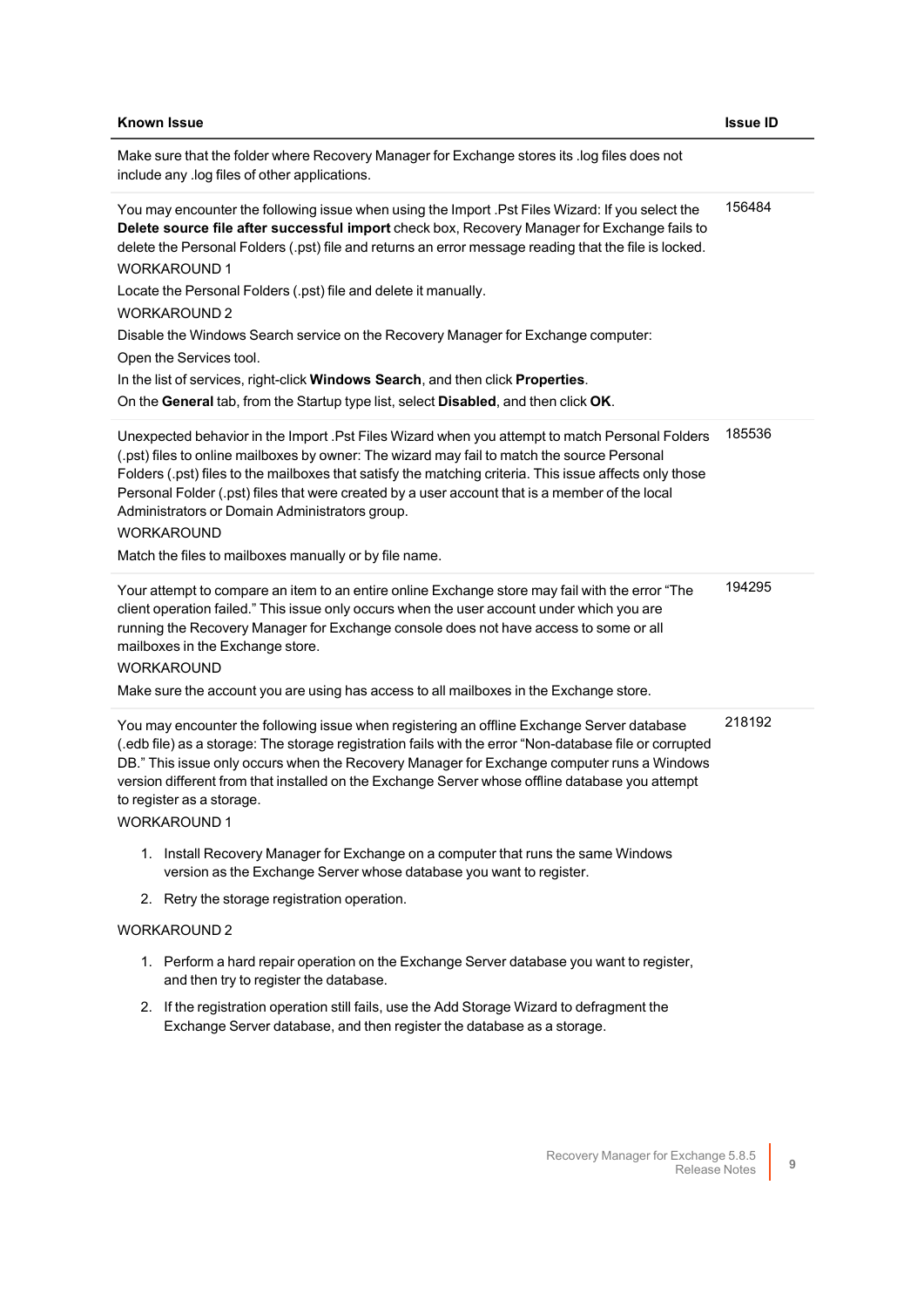| Known Issue | Issue ID |
| --- | --- |
| Make sure that the folder where Recovery Manager for Exchange stores its .log files does not include any .log files of other applications. | |
| You may encounter the following issue when using the Import .Pst Files Wizard: If you select the **Delete source file after successful import** check box, Recovery Manager for Exchange fails to delete the Personal Folders (.pst) file and returns an error message reading that the file is locked.<br>WORKAROUND 1<br>Locate the Personal Folders (.pst) file and delete it manually.<br>WORKAROUND 2<br>Disable the Windows Search service on the Recovery Manager for Exchange computer:<br>Open the Services tool.<br>In the list of services, right-click **Windows Search**, and then click **Properties**.<br>On the **General** tab, from the Startup type list, select **Disabled**, and then click **OK**. | 156484 |
| Unexpected behavior in the Import .Pst Files Wizard when you attempt to match Personal Folders (.pst) files to online mailboxes by owner: The wizard may fail to match the source Personal Folders (.pst) files to the mailboxes that satisfy the matching criteria. This issue affects only those Personal Folder (.pst) files that were created by a user account that is a member of the local Administrators or Domain Administrators group.<br>WORKAROUND<br>Match the files to mailboxes manually or by file name. | 185536 |
| Your attempt to compare an item to an entire online Exchange store may fail with the error "The client operation failed." This issue only occurs when the user account under which you are running the Recovery Manager for Exchange console does not have access to some or all mailboxes in the Exchange store.<br>WORKAROUND<br>Make sure the account you are using has access to all mailboxes in the Exchange store. | 194295 |
| You may encounter the following issue when registering an offline Exchange Server database (.edb file) as a storage: The storage registration fails with the error "Non-database file or corrupted DB." This issue only occurs when the Recovery Manager for Exchange computer runs a Windows version different from that installed on the Exchange Server whose offline database you attempt to register as a storage.<br>WORKAROUND 1<br>1. Install Recovery Manager for Exchange on a computer that runs the same Windows version as the Exchange Server whose database you want to register.<br>2. Retry the storage registration operation.<br>WORKAROUND 2<br>1. Perform a hard repair operation on the Exchange Server database you want to register, and then try to register the database.<br>2. If the registration operation still fails, use the Add Storage Wizard to defragment the Exchange Server database, and then register the database as a storage. | 218192 |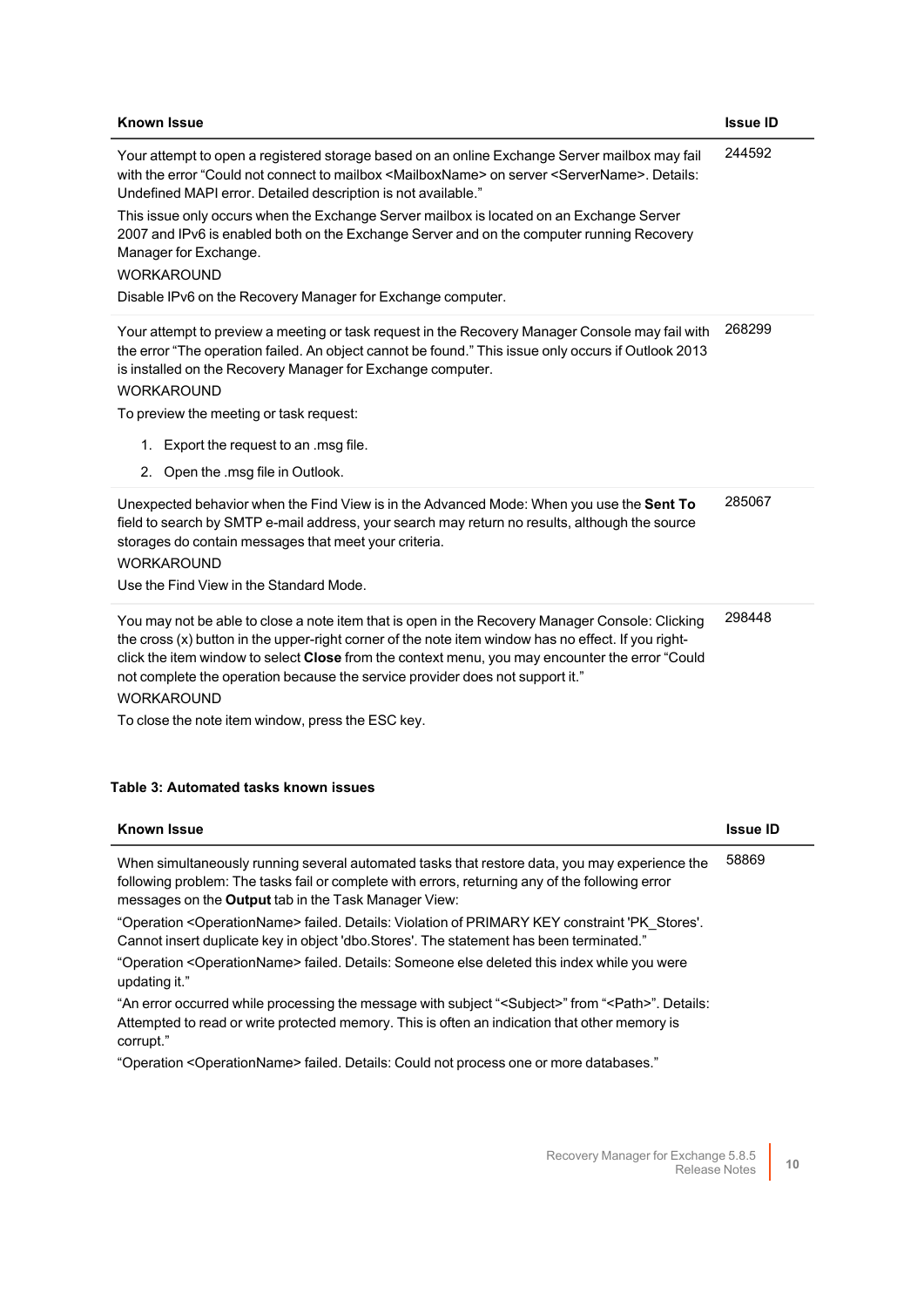| Known Issue | Issue ID |
| --- | --- |
| Your attempt to open a registered storage based on an online Exchange Server mailbox may fail with the error "Could not connect to mailbox <MailboxName> on server <ServerName>. Details: Undefined MAPI error. Detailed description is not available."<br><br>This issue only occurs when the Exchange Server mailbox is located on an Exchange Server 2007 and IPv6 is enabled both on the Exchange Server and on the computer running Recovery Manager for Exchange.<br><br>WORKAROUND<br><br>Disable IPv6 on the Recovery Manager for Exchange computer. | 244592 |
| Your attempt to preview a meeting or task request in the Recovery Manager Console may fail with the error "The operation failed. An object cannot be found." This issue only occurs if Outlook 2013 is installed on the Recovery Manager for Exchange computer.<br><br>WORKAROUND<br><br>To preview the meeting or task request:<br><br>1. Export the request to an .msg file.<br>2. Open the .msg file in Outlook. | 268299 |
| Unexpected behavior when the Find View is in the Advanced Mode: When you use the **Sent To** field to search by SMTP e-mail address, your search may return no results, although the source storages do contain messages that meet your criteria.<br><br>WORKAROUND<br><br>Use the Find View in the Standard Mode. | 285067 |
| You may not be able to close a note item that is open in the Recovery Manager Console: Clicking the cross (x) button in the upper-right corner of the note item window has no effect. If you right-click the item window to select **Close** from the context menu, you may encounter the error "Could not complete the operation because the service provider does not support it."<br><br>WORKAROUND<br><br>To close the note item window, press the ESC key. | 298448 |

**Table 3: Automated tasks known issues**

| Known Issue | Issue ID |
| --- | --- |
| When simultaneously running several automated tasks that restore data, you may experience the following problem: The tasks fail or complete with errors, returning any of the following error messages on the **Output** tab in the Task Manager View:<br><br>"Operation <OperationName> failed. Details: Violation of PRIMARY KEY constraint 'PK_Stores'. Cannot insert duplicate key in object 'dbo.Stores'. The statement has been terminated."<br><br>"Operation <OperationName> failed. Details: Someone else deleted this index while you were updating it."<br><br>"An error occurred while processing the message with subject "<Subject>" from "<Path>". Details: Attempted to read or write protected memory. This is often an indication that other memory is corrupt."<br><br>"Operation <OperationName> failed. Details: Could not process one or more databases." | 58869 |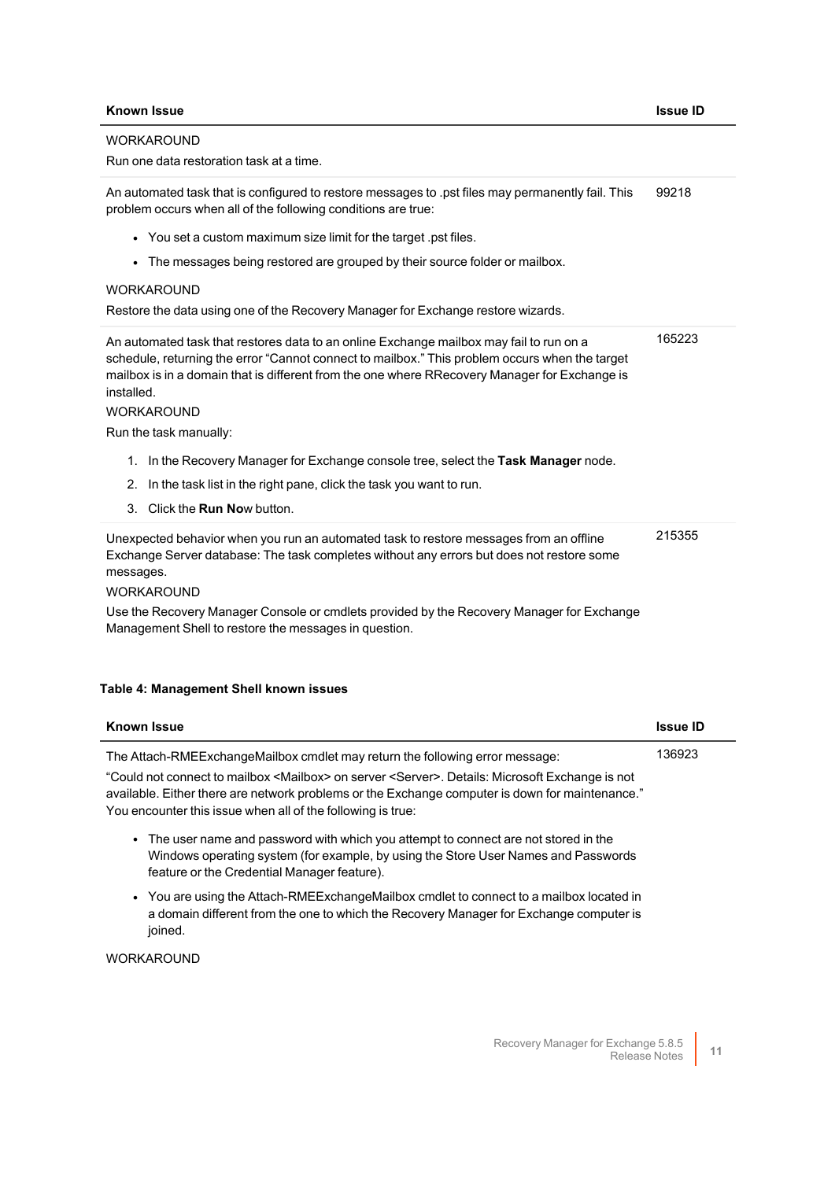| Known Issue | Issue ID |
| --- | --- |
| WORKAROUND<br><br>Run one data restoration task at a time. | |
| An automated task that is configured to restore messages to .pst files may permanently fail. This problem occurs when all of the following conditions are true:<br><br>• You set a custom maximum size limit for the target .pst files.<br>• The messages being restored are grouped by their source folder or mailbox.<br><br>WORKAROUND<br><br>Restore the data using one of the Recovery Manager for Exchange restore wizards. | 99218 |
| An automated task that restores data to an online Exchange mailbox may fail to run on a schedule, returning the error "Cannot connect to mailbox." This problem occurs when the target mailbox is in a domain that is different from the one where RRecovery Manager for Exchange is installed.<br><br>WORKAROUND<br><br>Run the task manually:<br><br>1. In the Recovery Manager for Exchange console tree, select the **Task Manager** node.<br>2. In the task list in the right pane, click the task you want to run.<br>3. Click the **Run Now** button. | 165223 |
| Unexpected behavior when you run an automated task to restore messages from an offline Exchange Server database: The task completes without any errors but does not restore some messages.<br><br>WORKAROUND<br><br>Use the Recovery Manager Console or cmdlets provided by the Recovery Manager for Exchange Management Shell to restore the messages in question. | 215355 |

**Table 4: Management Shell known issues**

| Known Issue | Issue ID |
| --- | --- |
| The Attach-RMEExchangeMailbox cmdlet may return the following error message:<br><br>"Could not connect to mailbox <Mailbox> on server <Server>. Details: Microsoft Exchange is not available. Either there are network problems or the Exchange computer is down for maintenance." You encounter this issue when all of the following is true:<br><br>• The user name and password with which you attempt to connect are not stored in the Windows operating system (for example, by using the Store User Names and Passwords feature or the Credential Manager feature).<br>• You are using the Attach-RMEExchangeMailbox cmdlet to connect to a mailbox located in a domain different from the one to which the Recovery Manager for Exchange computer is joined.<br><br>WORKAROUND | 136923 |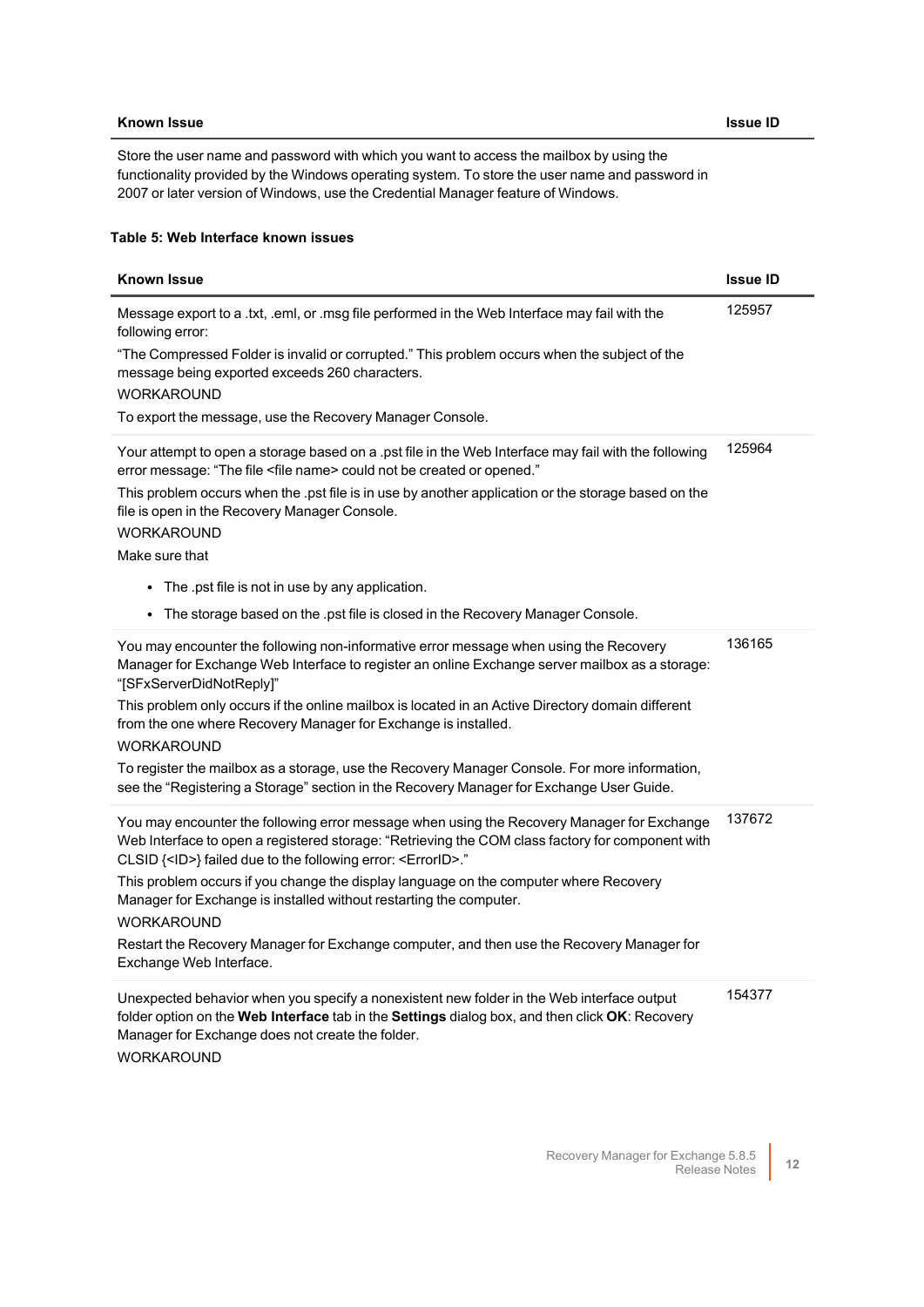| Known Issue | Issue ID |
|---|---|
| Store the user name and password with which you want to access the mailbox by using the functionality provided by the Windows operating system. To store the user name and password in 2007 or later version of Windows, use the Credential Manager feature of Windows. | |

**Table 5: Web Interface known issues**

| Known Issue | Issue ID |
|---|---|
| Message export to a .txt, .eml, or .msg file performed in the Web Interface may fail with the following error:<br>“The Compressed Folder is invalid or corrupted.” This problem occurs when the subject of the message being exported exceeds 260 characters.<br>WORKAROUND<br>To export the message, use the Recovery Manager Console. | 125957 |
| Your attempt to open a storage based on a .pst file in the Web Interface may fail with the following error message: “The file <file name> could not be created or opened.”<br>This problem occurs when the .pst file is in use by another application or the storage based on the file is open in the Recovery Manager Console.<br>WORKAROUND<br>Make sure that<br>• The .pst file is not in use by any application.<br>• The storage based on the .pst file is closed in the Recovery Manager Console. | 125964 |
| You may encounter the following non-informative error message when using the Recovery Manager for Exchange Web Interface to register an online Exchange server mailbox as a storage: “[SFxServerDidNotReply]”<br>This problem only occurs if the online mailbox is located in an Active Directory domain different from the one where Recovery Manager for Exchange is installed.<br>WORKAROUND<br>To register the mailbox as a storage, use the Recovery Manager Console. For more information, see the “Registering a Storage” section in the Recovery Manager for Exchange User Guide. | 136165 |
| You may encounter the following error message when using the Recovery Manager for Exchange Web Interface to open a registered storage: “Retrieving the COM class factory for component with CLSID {<ID>} failed due to the following error: <ErrorID>.”<br>This problem occurs if you change the display language on the computer where Recovery Manager for Exchange is installed without restarting the computer.<br>WORKAROUND<br>Restart the Recovery Manager for Exchange computer, and then use the Recovery Manager for Exchange Web Interface. | 137672 |
| Unexpected behavior when you specify a nonexistent new folder in the Web interface output folder option on the **Web Interface** tab in the **Settings** dialog box, and then click **OK**: Recovery Manager for Exchange does not create the folder.<br>WORKAROUND | 154377 |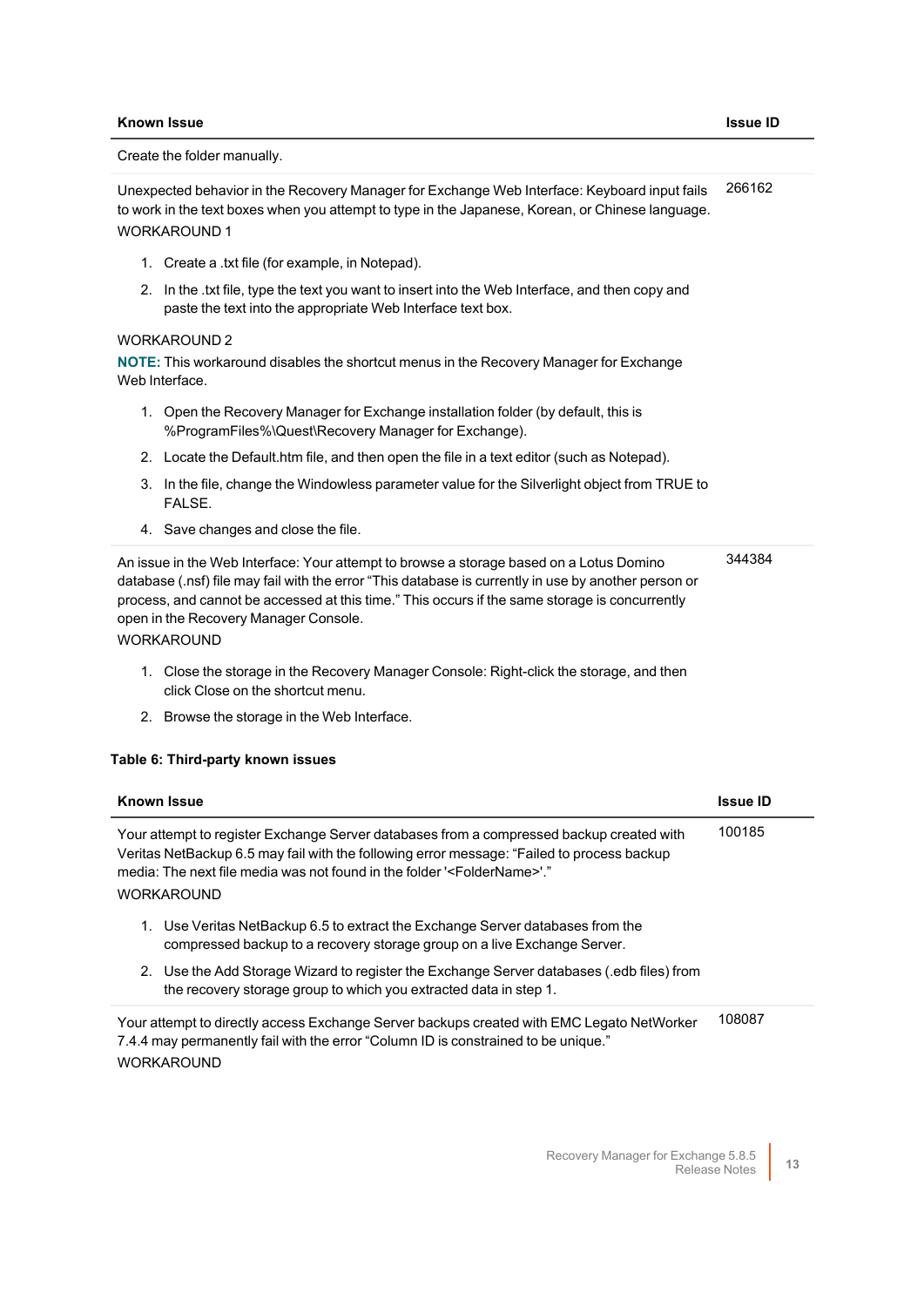| Known Issue | Issue ID |
|---|---|
| Create the folder manually. | |
| Unexpected behavior in the Recovery Manager for Exchange Web Interface: Keyboard input fails to work in the text boxes when you attempt to type in the Japanese, Korean, or Chinese language.<br>WORKAROUND 1<br>1. Create a .txt file (for example, in Notepad).<br>2. In the .txt file, type the text you want to insert into the Web Interface, and then copy and paste the text into the appropriate Web Interface text box.<br>WORKAROUND 2<br>**NOTE:** This workaround disables the shortcut menus in the Recovery Manager for Exchange Web Interface.<br>1. Open the Recovery Manager for Exchange installation folder (by default, this is %ProgramFiles%\Quest\Recovery Manager for Exchange).<br>2. Locate the Default.htm file, and then open the file in a text editor (such as Notepad).<br>3. In the file, change the Windowless parameter value for the Silverlight object from TRUE to FALSE.<br>4. Save changes and close the file. | 266162 |
| An issue in the Web Interface: Your attempt to browse a storage based on a Lotus Domino database (.nsf) file may fail with the error "This database is currently in use by another person or process, and cannot be accessed at this time." This occurs if the same storage is concurrently open in the Recovery Manager Console.<br>WORKAROUND<br>1. Close the storage in the Recovery Manager Console: Right-click the storage, and then click Close on the shortcut menu.<br>2. Browse the storage in the Web Interface. | 344384 |

**Table 6: Third-party known issues**

| Known Issue | Issue ID |
|---|---|
| Your attempt to register Exchange Server databases from a compressed backup created with Veritas NetBackup 6.5 may fail with the following error message: "Failed to process backup media: The next file media was not found in the folder '<FolderName>'."<br>WORKAROUND<br>1. Use Veritas NetBackup 6.5 to extract the Exchange Server databases from the compressed backup to a recovery storage group on a live Exchange Server.<br>2. Use the Add Storage Wizard to register the Exchange Server databases (.edb files) from the recovery storage group to which you extracted data in step 1. | 100185 |
| Your attempt to directly access Exchange Server backups created with EMC Legato NetWorker 7.4.4 may permanently fail with the error "Column ID is constrained to be unique."<br>WORKAROUND | 108087 |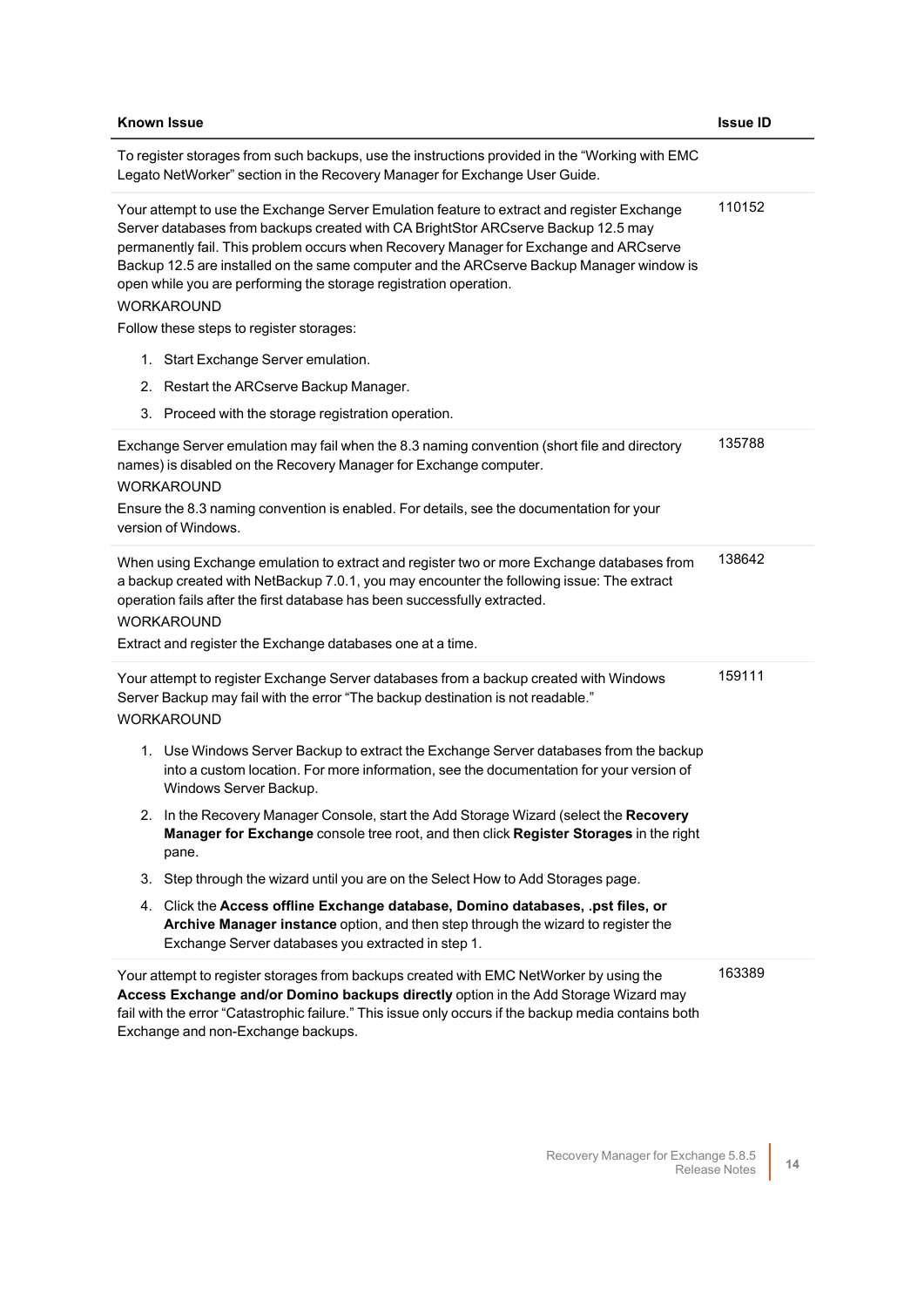| Known Issue | Issue ID |
|---|---|
| To register storages from such backups, use the instructions provided in the "Working with EMC Legato NetWorker" section in the Recovery Manager for Exchange User Guide. | |
| Your attempt to use the Exchange Server Emulation feature to extract and register Exchange Server databases from backups created with CA BrightStor ARCserve Backup 12.5 may permanently fail. This problem occurs when Recovery Manager for Exchange and ARCserve Backup 12.5 are installed on the same computer and the ARCserve Backup Manager window is open while you are performing the storage registration operation.<br>WORKAROUND<br>Follow these steps to register storages:<br>1. Start Exchange Server emulation.<br>2. Restart the ARCserve Backup Manager.<br>3. Proceed with the storage registration operation. | 110152 |
| Exchange Server emulation may fail when the 8.3 naming convention (short file and directory names) is disabled on the Recovery Manager for Exchange computer.<br>WORKAROUND<br>Ensure the 8.3 naming convention is enabled. For details, see the documentation for your version of Windows. | 135788 |
| When using Exchange emulation to extract and register two or more Exchange databases from a backup created with NetBackup 7.0.1, you may encounter the following issue: The extract operation fails after the first database has been successfully extracted.<br>WORKAROUND<br>Extract and register the Exchange databases one at a time. | 138642 |
| Your attempt to register Exchange Server databases from a backup created with Windows Server Backup may fail with the error "The backup destination is not readable."<br>WORKAROUND<br>1. Use Windows Server Backup to extract the Exchange Server databases from the backup into a custom location. For more information, see the documentation for your version of Windows Server Backup.<br>2. In the Recovery Manager Console, start the Add Storage Wizard (select the **Recovery Manager for Exchange** console tree root, and then click **Register Storages** in the right pane.<br>3. Step through the wizard until you are on the Select How to Add Storages page.<br>4. Click the **Access offline Exchange database, Domino databases, .pst files, or Archive Manager instance** option, and then step through the wizard to register the Exchange Server databases you extracted in step 1. | 159111 |
| Your attempt to register storages from backups created with EMC NetWorker by using the **Access Exchange and/or Domino backups directly** option in the Add Storage Wizard may fail with the error "Catastrophic failure." This issue only occurs if the backup media contains both Exchange and non-Exchange backups. | 163389 |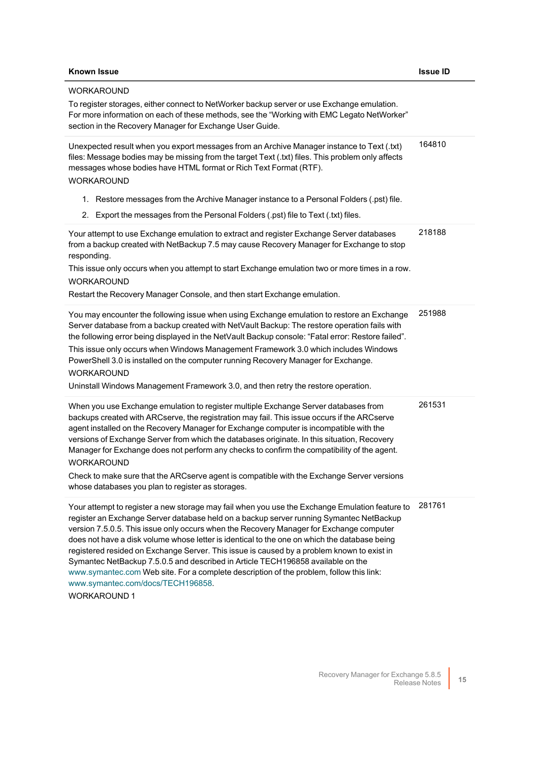| Known Issue | Issue ID |
| --- | --- |
| WORKAROUND<br>To register storages, either connect to NetWorker backup server or use Exchange emulation. For more information on each of these methods, see the “Working with EMC Legato NetWorker” section in the Recovery Manager for Exchange User Guide. | |
| Unexpected result when you export messages from an Archive Manager instance to Text (.txt) files: Message bodies may be missing from the target Text (.txt) files. This problem only affects messages whose bodies have HTML format or Rich Text Format (RTF).<br>WORKAROUND<br>1. Restore messages from the Archive Manager instance to a Personal Folders (.pst) file.<br>2. Export the messages from the Personal Folders (.pst) file to Text (.txt) files. | 164810 |
| Your attempt to use Exchange emulation to extract and register Exchange Server databases from a backup created with NetBackup 7.5 may cause Recovery Manager for Exchange to stop responding.<br>This issue only occurs when you attempt to start Exchange emulation two or more times in a row.<br>WORKAROUND<br>Restart the Recovery Manager Console, and then start Exchange emulation. | 218188 |
| You may encounter the following issue when using Exchange emulation to restore an Exchange Server database from a backup created with NetVault Backup: The restore operation fails with the following error being displayed in the NetVault Backup console: “Fatal error: Restore failed”.<br>This issue only occurs when Windows Management Framework 3.0 which includes Windows PowerShell 3.0 is installed on the computer running Recovery Manager for Exchange.<br>WORKAROUND<br>Uninstall Windows Management Framework 3.0, and then retry the restore operation. | 251988 |
| When you use Exchange emulation to register multiple Exchange Server databases from backups created with ARCserve, the registration may fail. This issue occurs if the ARCserve agent installed on the Recovery Manager for Exchange computer is incompatible with the versions of Exchange Server from which the databases originate. In this situation, Recovery Manager for Exchange does not perform any checks to confirm the compatibility of the agent.<br>WORKAROUND<br>Check to make sure that the ARCserve agent is compatible with the Exchange Server versions whose databases you plan to register as storages. | 261531 |
| Your attempt to register a new storage may fail when you use the Exchange Emulation feature to register an Exchange Server database held on a backup server running Symantec NetBackup version 7.5.0.5. This issue only occurs when the Recovery Manager for Exchange computer does not have a disk volume whose letter is identical to the one on which the database being registered resided on Exchange Server. This issue is caused by a problem known to exist in Symantec NetBackup 7.5.0.5 and described in Article TECH196858 available on the www.symantec.com Web site. For a complete description of the problem, follow this link: www.symantec.com/docs/TECH196858.<br>WORKAROUND 1 | 281761 |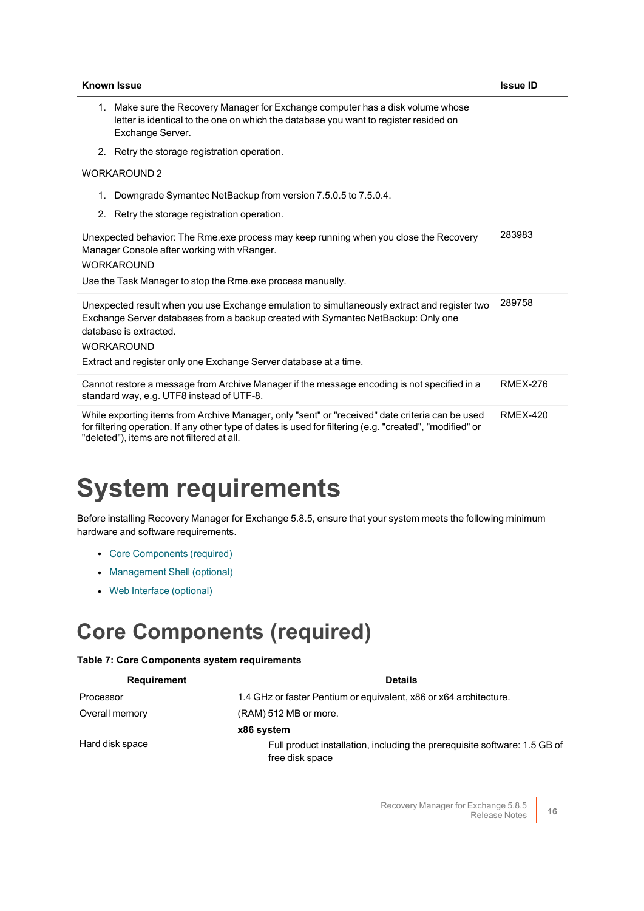| Known Issue | Issue ID |
|---|---|
| 1. Make sure the Recovery Manager for Exchange computer has a disk volume whose letter is identical to the one on which the database you want to register resided on Exchange Server.<br>2. Retry the storage registration operation.<br>WORKAROUND 2<br>1. Downgrade Symantec NetBackup from version 7.5.0.5 to 7.5.0.4.<br>2. Retry the storage registration operation. | |
| Unexpected behavior: The Rme.exe process may keep running when you close the Recovery Manager Console after working with vRanger.<br>WORKAROUND<br>Use the Task Manager to stop the Rme.exe process manually. | 283983 |
| Unexpected result when you use Exchange emulation to simultaneously extract and register two Exchange Server databases from a backup created with Symantec NetBackup: Only one database is extracted.<br>WORKAROUND<br>Extract and register only one Exchange Server database at a time. | 289758 |
| Cannot restore a message from Archive Manager if the message encoding is not specified in a standard way, e.g. UTF8 instead of UTF-8. | RMEX-276 |
| While exporting items from Archive Manager, only "sent" or "received" date criteria can be used for filtering operation. If any other type of dates is used for filtering (e.g. "created", "modified" or "deleted"), items are not filtered at all. | RMEX-420 |

# System requirements

Before installing Recovery Manager for Exchange 5.8.5, ensure that your system meets the following minimum hardware and software requirements.

- Core Components (required)
- Management Shell (optional)
- Web Interface (optional)

# Core Components (required)

**Table 7: Core Components system requirements**

| Requirement | Details |
|---|---|
| Processor | 1.4 GHz or faster Pentium or equivalent, x86 or x64 architecture. |
| Overall memory | (RAM) 512 MB or more. |
| Hard disk space | **x86 system**<br>Full product installation, including the prerequisite software: 1.5 GB of free disk space |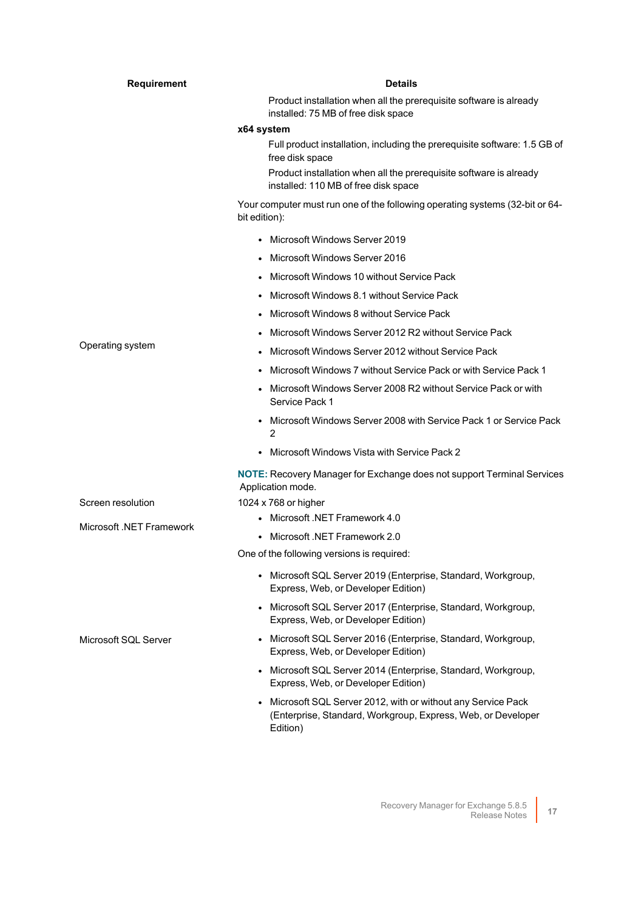| Requirement | Details |
|---|---|
| | Product installation when all the prerequisite software is already installed: 75 MB of free disk space<br>**x64 system**<br>Full product installation, including the prerequisite software: 1.5 GB of free disk space<br>Product installation when all the prerequisite software is already installed: 110 MB of free disk space |
| Operating system | Your computer must run one of the following operating systems (32-bit or 64-bit edition):<br>• Microsoft Windows Server 2019<br>• Microsoft Windows Server 2016<br>• Microsoft Windows 10 without Service Pack<br>• Microsoft Windows 8.1 without Service Pack<br>• Microsoft Windows 8 without Service Pack<br>• Microsoft Windows Server 2012 R2 without Service Pack<br>• Microsoft Windows Server 2012 without Service Pack<br>• Microsoft Windows 7 without Service Pack or with Service Pack 1<br>• Microsoft Windows Server 2008 R2 without Service Pack or with Service Pack 1<br>• Microsoft Windows Server 2008 with Service Pack 1 or Service Pack 2<br>• Microsoft Windows Vista with Service Pack 2<br>**NOTE:** Recovery Manager for Exchange does not support Terminal Services Application mode. |
| Screen resolution | 1024 x 768 or higher |
| Microsoft .NET Framework | • Microsoft .NET Framework 4.0<br>• Microsoft .NET Framework 2.0 |
| Microsoft SQL Server | One of the following versions is required:<br>• Microsoft SQL Server 2019 (Enterprise, Standard, Workgroup, Express, Web, or Developer Edition)<br>• Microsoft SQL Server 2017 (Enterprise, Standard, Workgroup, Express, Web, or Developer Edition)<br>• Microsoft SQL Server 2016 (Enterprise, Standard, Workgroup, Express, Web, or Developer Edition)<br>• Microsoft SQL Server 2014 (Enterprise, Standard, Workgroup, Express, Web, or Developer Edition)<br>• Microsoft SQL Server 2012, with or without any Service Pack (Enterprise, Standard, Workgroup, Express, Web, or Developer Edition) |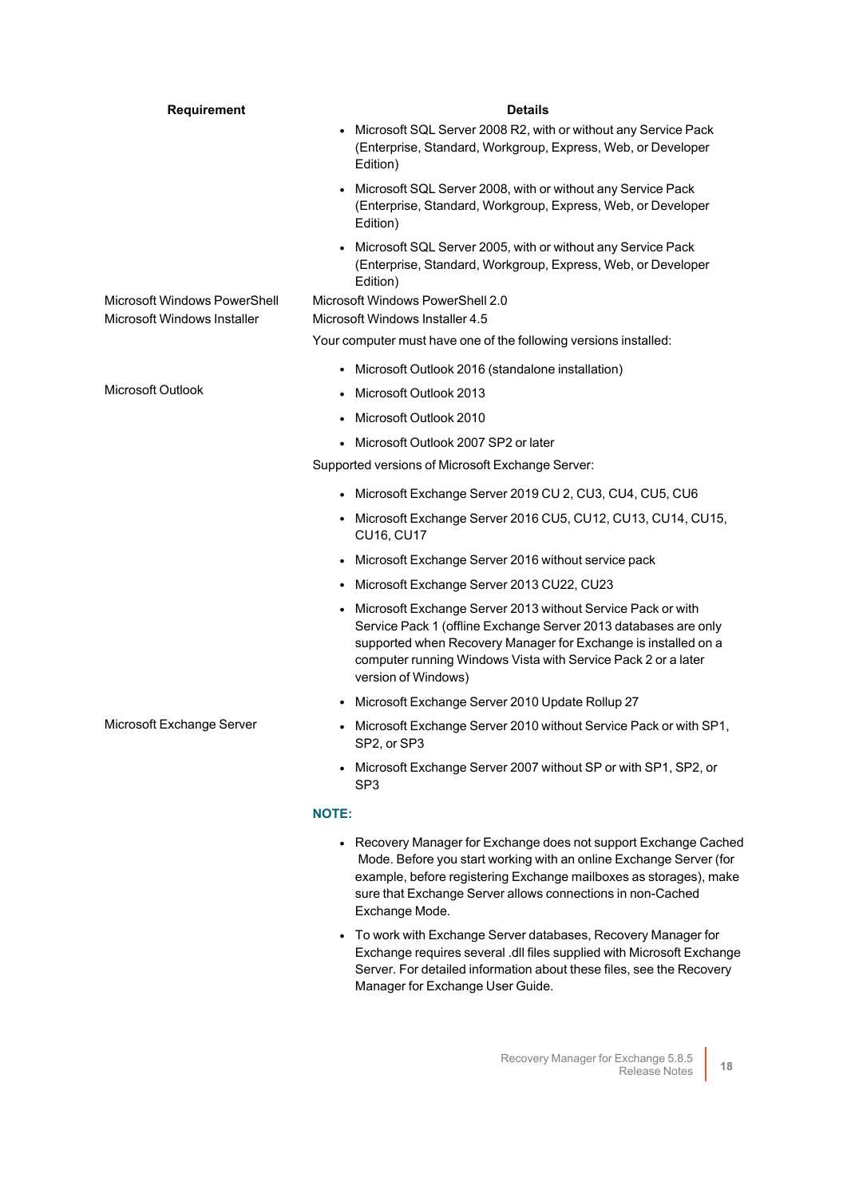| Requirement | Details |
| --- | --- |
| | • Microsoft SQL Server 2008 R2, with or without any Service Pack (Enterprise, Standard, Workgroup, Express, Web, or Developer Edition)<br>• Microsoft SQL Server 2008, with or without any Service Pack (Enterprise, Standard, Workgroup, Express, Web, or Developer Edition)<br>• Microsoft SQL Server 2005, with or without any Service Pack (Enterprise, Standard, Workgroup, Express, Web, or Developer Edition) |
| Microsoft Windows PowerShell | Microsoft Windows PowerShell 2.0 |
| Microsoft Windows Installer | Microsoft Windows Installer 4.5 |
| Microsoft Outlook | Your computer must have one of the following versions installed:<br>• Microsoft Outlook 2016 (standalone installation)<br>• Microsoft Outlook 2013<br>• Microsoft Outlook 2010<br>• Microsoft Outlook 2007 SP2 or later |
| Microsoft Exchange Server | Supported versions of Microsoft Exchange Server:<br>• Microsoft Exchange Server 2019 CU 2, CU3, CU4, CU5, CU6<br>• Microsoft Exchange Server 2016 CU5, CU12, CU13, CU14, CU15, CU16, CU17<br>• Microsoft Exchange Server 2016 without service pack<br>• Microsoft Exchange Server 2013 CU22, CU23<br>• Microsoft Exchange Server 2013 without Service Pack or with Service Pack 1 (offline Exchange Server 2013 databases are only supported when Recovery Manager for Exchange is installed on a computer running Windows Vista with Service Pack 2 or a later version of Windows)<br>• Microsoft Exchange Server 2010 Update Rollup 27<br>• Microsoft Exchange Server 2010 without Service Pack or with SP1, SP2, or SP3<br>• Microsoft Exchange Server 2007 without SP or with SP1, SP2, or SP3<br>**NOTE:**<br>• Recovery Manager for Exchange does not support Exchange Cached Mode. Before you start working with an online Exchange Server (for example, before registering Exchange mailboxes as storages), make sure that Exchange Server allows connections in non-Cached Exchange Mode.<br>• To work with Exchange Server databases, Recovery Manager for Exchange requires several .dll files supplied with Microsoft Exchange Server. For detailed information about these files, see the Recovery Manager for Exchange User Guide. |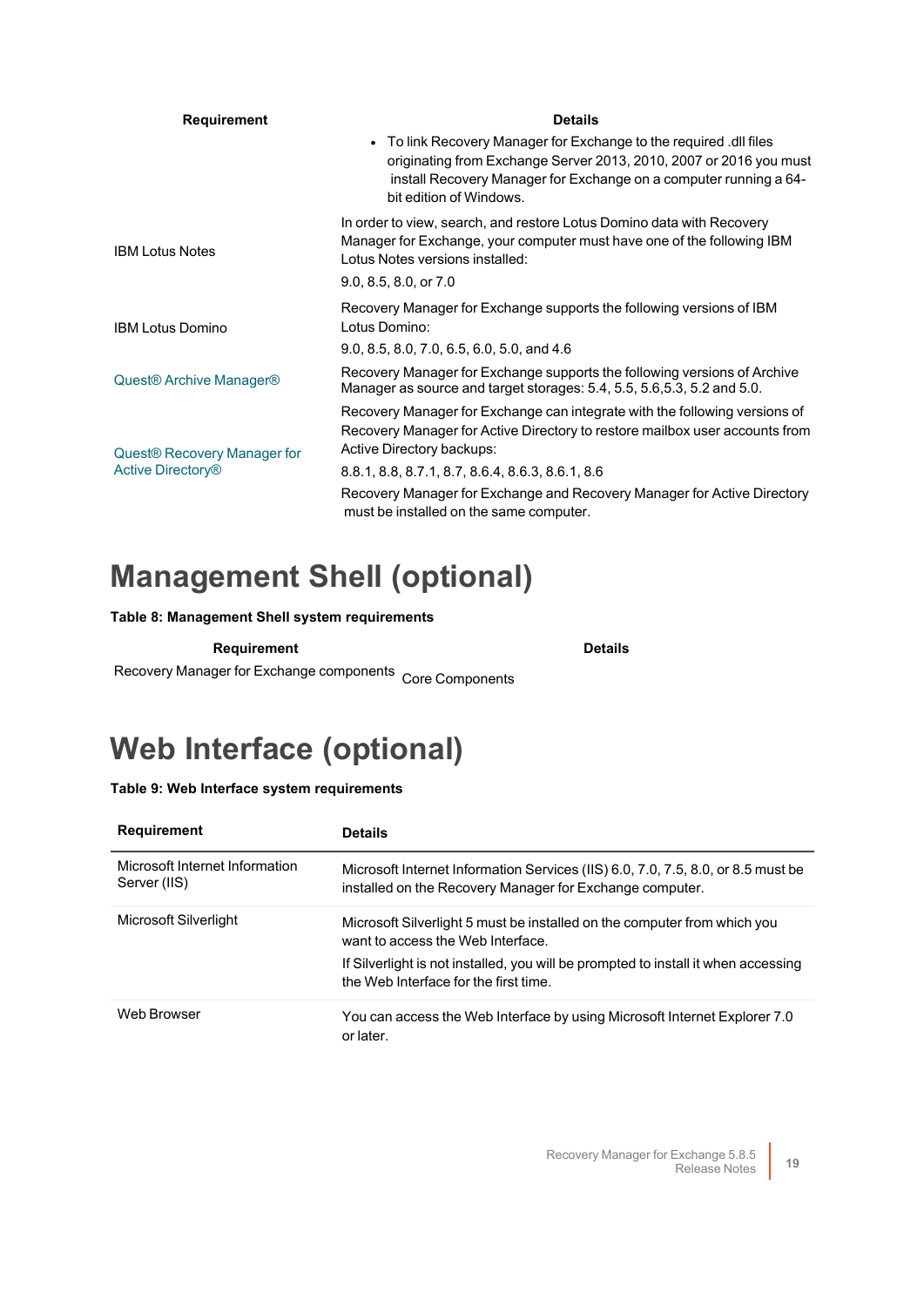| Requirement | Details |
|---|---|
| | • To link Recovery Manager for Exchange to the required .dll files originating from Exchange Server 2013, 2010, 2007 or 2016 you must install Recovery Manager for Exchange on a computer running a 64-bit edition of Windows. |
| IBM Lotus Notes | In order to view, search, and restore Lotus Domino data with Recovery Manager for Exchange, your computer must have one of the following IBM Lotus Notes versions installed:<br><br>9.0, 8.5, 8.0, or 7.0 |
| IBM Lotus Domino | Recovery Manager for Exchange supports the following versions of IBM Lotus Domino:<br><br>9.0, 8.5, 8.0, 7.0, 6.5, 6.0, 5.0, and 4.6 |
| Quest® Archive Manager® | Recovery Manager for Exchange supports the following versions of Archive Manager as source and target storages: 5.4, 5.5, 5.6,5.3, 5.2 and 5.0. |
| Quest® Recovery Manager for Active Directory® | Recovery Manager for Exchange can integrate with the following versions of Recovery Manager for Active Directory to restore mailbox user accounts from Active Directory backups:<br><br>8.8.1, 8.8, 8.7.1, 8.7, 8.6.4, 8.6.3, 8.6.1, 8.6<br><br>Recovery Manager for Exchange and Recovery Manager for Active Directory must be installed on the same computer. |

# Management Shell (optional)

**Table 8: Management Shell system requirements**

| Requirement | Details |
|---|---|
| Recovery Manager for Exchange components | Core Components |

# Web Interface (optional)

**Table 9: Web Interface system requirements**

| Requirement | Details |
|---|---|
| Microsoft Internet Information Server (IIS) | Microsoft Internet Information Services (IIS) 6.0, 7.0, 7.5, 8.0, or 8.5 must be installed on the Recovery Manager for Exchange computer. |
| Microsoft Silverlight | Microsoft Silverlight 5 must be installed on the computer from which you want to access the Web Interface.<br><br>If Silverlight is not installed, you will be prompted to install it when accessing the Web Interface for the first time. |
| Web Browser | You can access the Web Interface by using Microsoft Internet Explorer 7.0 or later. |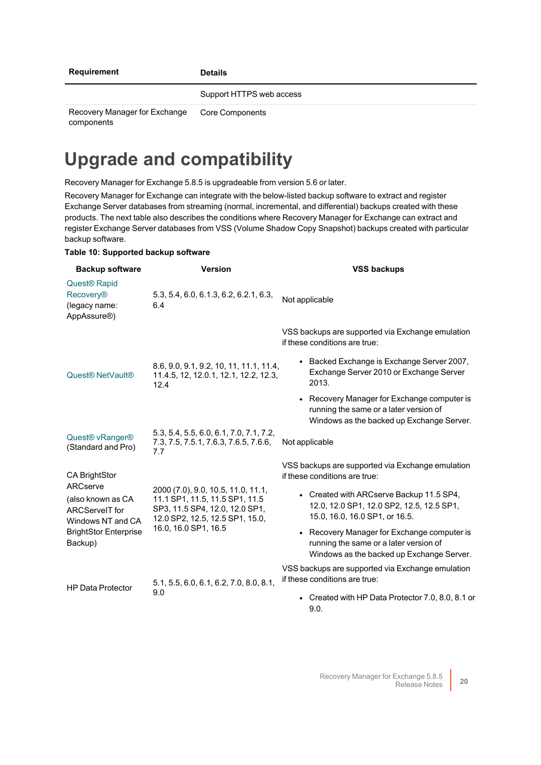| Requirement | Details |
| --- | --- |
| | Support HTTPS web access |
| Recovery Manager for Exchange components | Core Components |

# Upgrade and compatibility

Recovery Manager for Exchange 5.8.5 is upgradeable from version 5.6 or later.

Recovery Manager for Exchange can integrate with the below-listed backup software to extract and register Exchange Server databases from streaming (normal, incremental, and differential) backups created with these products. The next table also describes the conditions where Recovery Manager for Exchange can extract and register Exchange Server databases from VSS (Volume Shadow Copy Snapshot) backups created with particular backup software.

**Table 10: Supported backup software**

| Backup software | Version | VSS backups |
| --- | --- | --- |
| Quest® Rapid Recovery® (legacy name: AppAssure®) | 5.3, 5.4, 6.0, 6.1.3, 6.2, 6.2.1, 6.3, 6.4 | Not applicable |
| Quest® NetVault® | 8.6, 9.0, 9.1, 9.2, 10, 11, 11.1, 11.4, 11.4.5, 12, 12.0.1, 12.1, 12.2, 12.3, 12.4 | VSS backups are supported via Exchange emulation if these conditions are true:<br>• Backed Exchange is Exchange Server 2007, Exchange Server 2010 or Exchange Server 2013.<br>• Recovery Manager for Exchange computer is running the same or a later version of Windows as the backed up Exchange Server. |
| Quest® vRanger® (Standard and Pro) | 5.3, 5.4, 5.5, 6.0, 6.1, 7.0, 7.1, 7.2, 7.3, 7.5, 7.5.1, 7.6.3, 7.6.5, 7.6.6, 7.7 | Not applicable |
| CA BrightStor ARCserve (also known as CA ARCserveIT for Windows NT and CA BrightStor Enterprise Backup) | 2000 (7.0), 9.0, 10.5, 11.0, 11.1, 11.1 SP1, 11.5, 11.5 SP1, 11.5 SP3, 11.5 SP4, 12.0, 12.0 SP1, 12.0 SP2, 12.5, 12.5 SP1, 15.0, 16.0, 16.0 SP1, 16.5 | VSS backups are supported via Exchange emulation if these conditions are true:<br>• Created with ARCserve Backup 11.5 SP4, 12.0, 12.0 SP1, 12.0 SP2, 12.5, 12.5 SP1, 15.0, 16.0, 16.0 SP1, or 16.5.<br>• Recovery Manager for Exchange computer is running the same or a later version of Windows as the backed up Exchange Server. |
| HP Data Protector | 5.1, 5.5, 6.0, 6.1, 6.2, 7.0, 8.0, 8.1, 9.0 | VSS backups are supported via Exchange emulation if these conditions are true:<br>• Created with HP Data Protector 7.0, 8.0, 8.1 or 9.0. |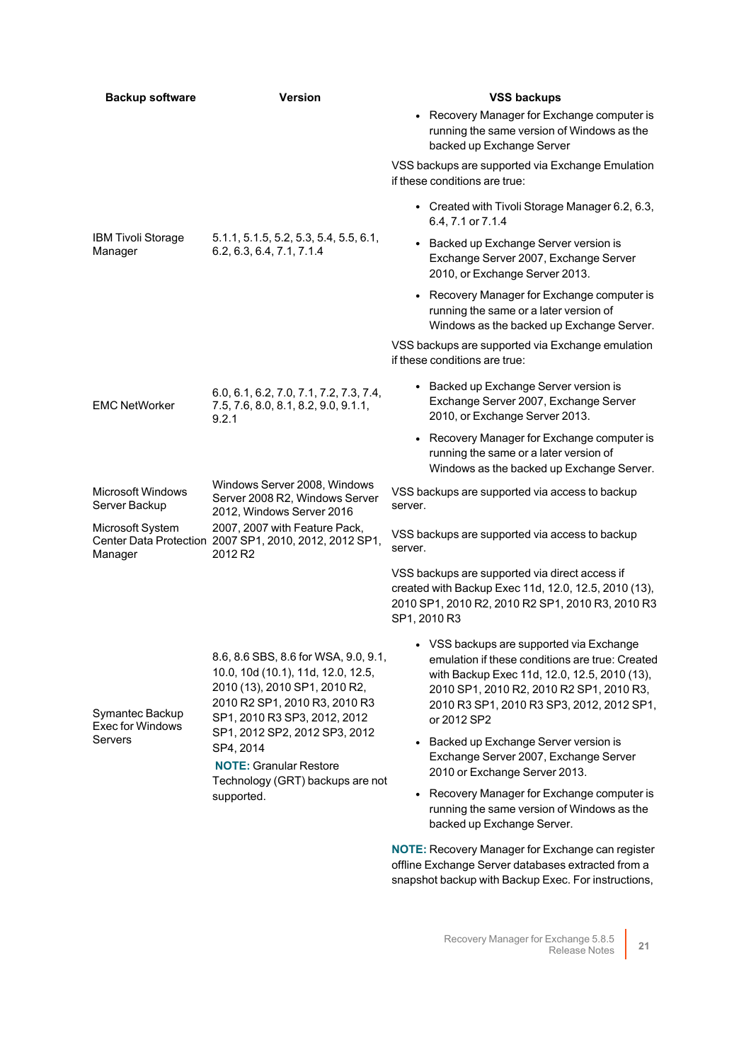| Backup software | Version | VSS backups |
| --- | --- | --- |
| | | • Recovery Manager for Exchange computer is running the same version of Windows as the backed up Exchange Server |
| IBM Tivoli Storage Manager | 5.1.1, 5.1.5, 5.2, 5.3, 5.4, 5.5, 6.1, 6.2, 6.3, 6.4, 7.1, 7.1.4 | VSS backups are supported via Exchange Emulation if these conditions are true:<br>• Created with Tivoli Storage Manager 6.2, 6.3, 6.4, 7.1 or 7.1.4<br>• Backed up Exchange Server version is Exchange Server 2007, Exchange Server 2010, or Exchange Server 2013.<br>• Recovery Manager for Exchange computer is running the same or a later version of Windows as the backed up Exchange Server. |
| EMC NetWorker | 6.0, 6.1, 6.2, 7.0, 7.1, 7.2, 7.3, 7.4, 7.5, 7.6, 8.0, 8.1, 8.2, 9.0, 9.1.1, 9.2.1 | VSS backups are supported via Exchange emulation if these conditions are true:<br>• Backed up Exchange Server version is Exchange Server 2007, Exchange Server 2010, or Exchange Server 2013.<br>• Recovery Manager for Exchange computer is running the same or a later version of Windows as the backed up Exchange Server. |
| Microsoft Windows Server Backup | Windows Server 2008, Windows Server 2008 R2, Windows Server 2012, Windows Server 2016 | VSS backups are supported via access to backup server. |
| Microsoft System Center Data Protection Manager | 2007, 2007 with Feature Pack, 2007 SP1, 2010, 2012, 2012 SP1, 2012 R2 | VSS backups are supported via access to backup server. |
| Symantec Backup Exec for Windows Servers | 8.6, 8.6 SBS, 8.6 for WSA, 9.0, 9.1, 10.0, 10d (10.1), 11d, 12.0, 12.5, 2010 (13), 2010 SP1, 2010 R2, 2010 R2 SP1, 2010 R3, 2010 R3 SP1, 2010 R3 SP3, 2012, 2012 SP1, 2012 SP2, 2012 SP3, 2012 SP4, 2014<br>**NOTE:** Granular Restore Technology (GRT) backups are not supported. | VSS backups are supported via direct access if created with Backup Exec 11d, 12.0, 12.5, 2010 (13), 2010 SP1, 2010 R2, 2010 R2 SP1, 2010 R3, 2010 R3 SP1, 2010 R3<br>• VSS backups are supported via Exchange emulation if these conditions are true: Created with Backup Exec 11d, 12.0, 12.5, 2010 (13), 2010 SP1, 2010 R2, 2010 R2 SP1, 2010 R3, 2010 R3 SP1, 2010 R3 SP3, 2012, 2012 SP1, or 2012 SP2<br>• Backed up Exchange Server version is Exchange Server 2007, Exchange Server 2010 or Exchange Server 2013.<br>• Recovery Manager for Exchange computer is running the same version of Windows as the backed up Exchange Server.<br>**NOTE:** Recovery Manager for Exchange can register offline Exchange Server databases extracted from a snapshot backup with Backup Exec. For instructions, |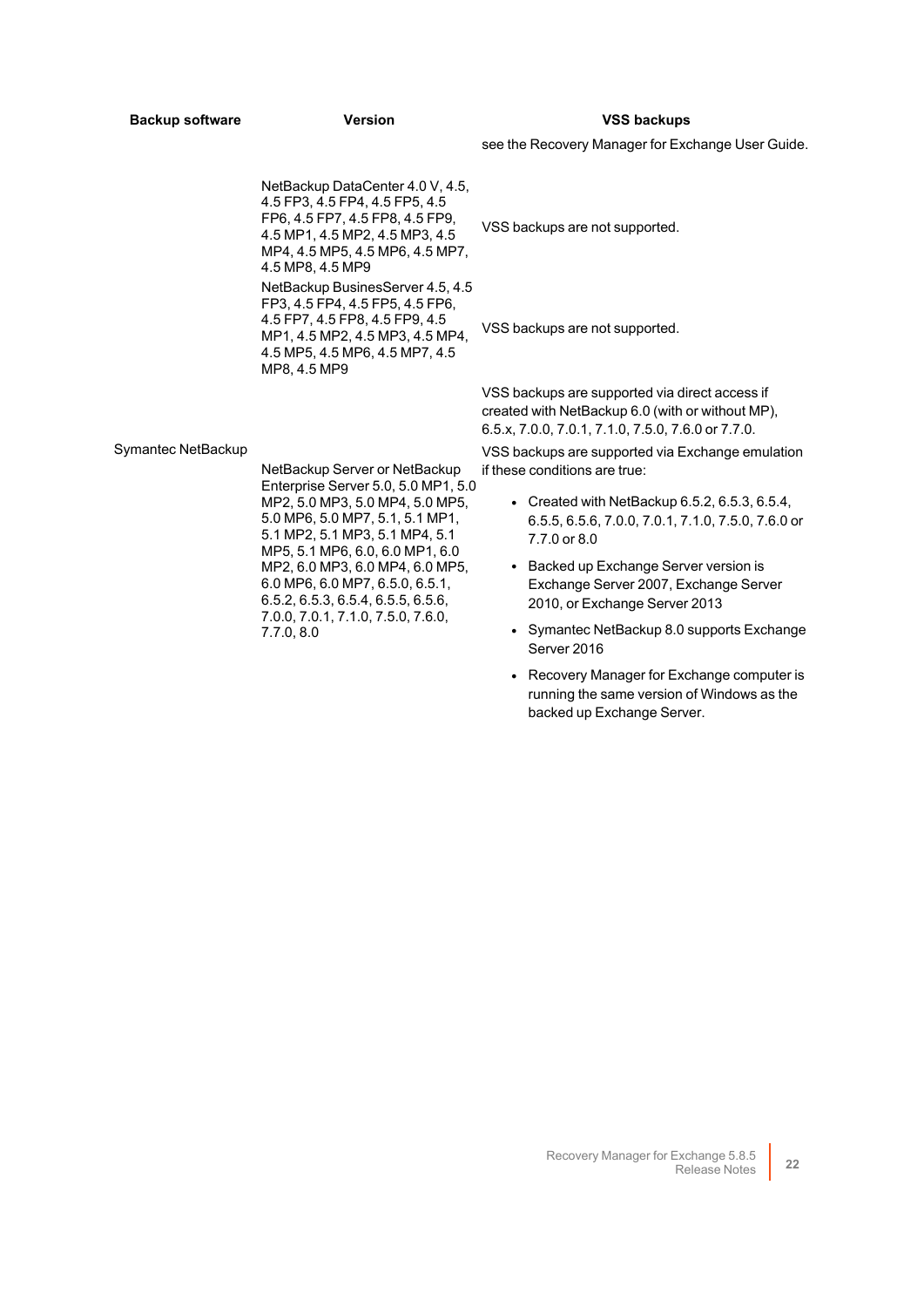| Backup software | Version | VSS backups |
|---|---|---|
| | | see the Recovery Manager for Exchange User Guide. |
| Symantec NetBackup | NetBackup DataCenter 4.0 V, 4.5, 4.5 FP3, 4.5 FP4, 4.5 FP5, 4.5 FP6, 4.5 FP7, 4.5 FP8, 4.5 FP9, 4.5 MP1, 4.5 MP2, 4.5 MP3, 4.5 MP4, 4.5 MP5, 4.5 MP6, 4.5 MP7, 4.5 MP8, 4.5 MP9 | VSS backups are not supported. |
| | NetBackup BusinessServer 4.5, 4.5 FP3, 4.5 FP4, 4.5 FP5, 4.5 FP6, 4.5 FP7, 4.5 FP8, 4.5 FP9, 4.5 MP1, 4.5 MP2, 4.5 MP3, 4.5 MP4, 4.5 MP5, 4.5 MP6, 4.5 MP7, 4.5 MP8, 4.5 MP9 | VSS backups are not supported. |
| | NetBackup Server or NetBackup Enterprise Server 5.0, 5.0 MP1, 5.0 MP2, 5.0 MP3, 5.0 MP4, 5.0 MP5, 5.0 MP6, 5.0 MP7, 5.1, 5.1 MP1, 5.1 MP2, 5.1 MP3, 5.1 MP4, 5.1 MP5, 5.1 MP6, 6.0, 6.0 MP1, 6.0 MP2, 6.0 MP3, 6.0 MP4, 6.0 MP5, 6.0 MP6, 6.0 MP7, 6.5.0, 6.5.1, 6.5.2, 6.5.3, 6.5.4, 6.5.5, 6.5.6, 7.0.0, 7.0.1, 7.1.0, 7.5.0, 7.6.0, 7.7.0, 8.0 | VSS backups are supported via direct access if created with NetBackup 6.0 (with or without MP), 6.5.x, 7.0.0, 7.0.1, 7.1.0, 7.5.0, 7.6.0 or 7.7.0.<br><br>VSS backups are supported via Exchange emulation if these conditions are true:<br><br>• Created with NetBackup 6.5.2, 6.5.3, 6.5.4, 6.5.5, 6.5.6, 7.0.0, 7.0.1, 7.1.0, 7.5.0, 7.6.0 or 7.7.0 or 8.0<br>• Backed up Exchange Server version is Exchange Server 2007, Exchange Server 2010, or Exchange Server 2013<br>• Symantec NetBackup 8.0 supports Exchange Server 2016<br>• Recovery Manager for Exchange computer is running the same version of Windows as the backed up Exchange Server. |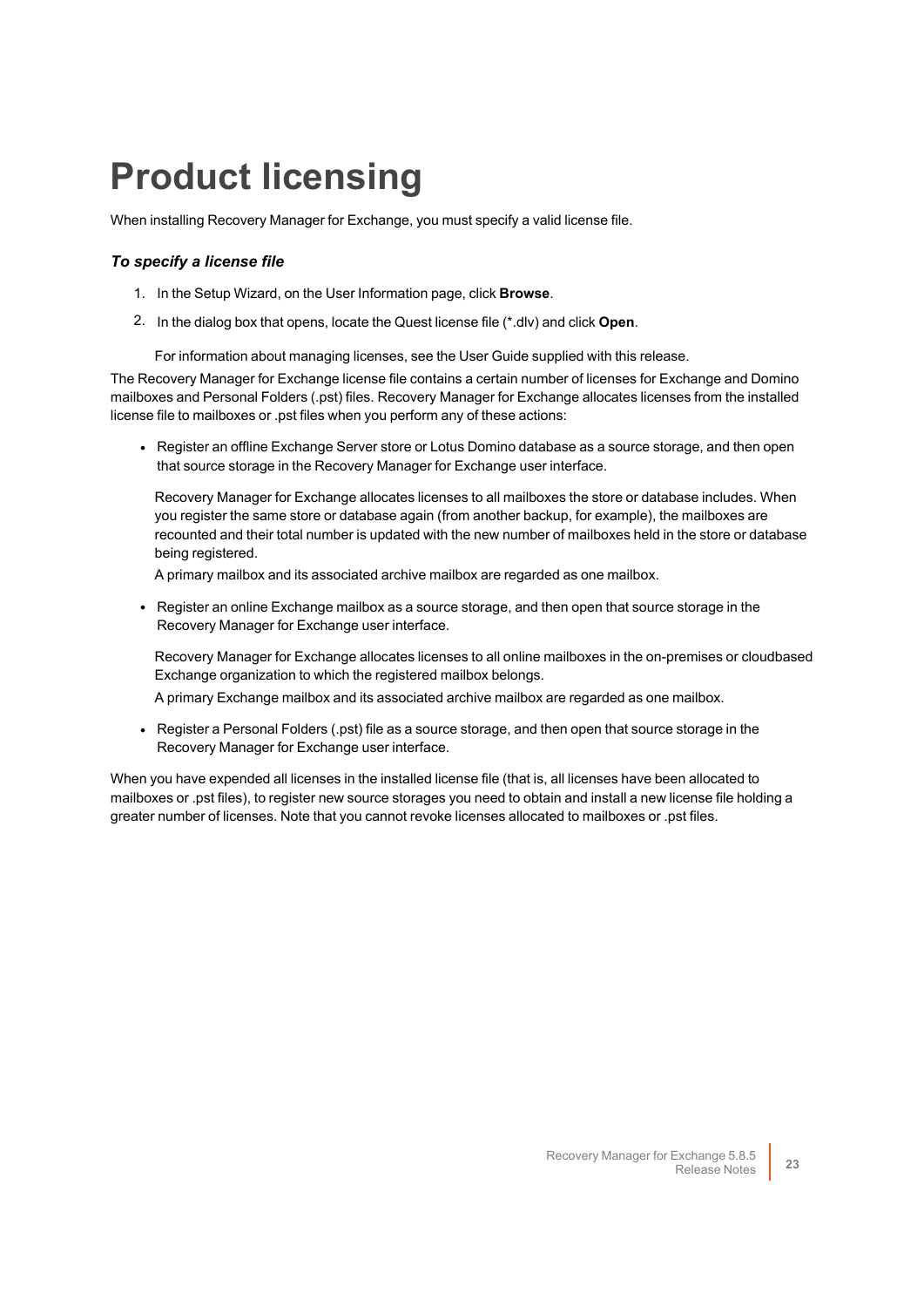# Product licensing

When installing Recovery Manager for Exchange, you must specify a valid license file.

***To specify a license file***

1. In the Setup Wizard, on the User Information page, click **Browse**.
2. In the dialog box that opens, locate the Quest license file (*.dlv) and click **Open**.

   For information about managing licenses, see the User Guide supplied with this release.

The Recovery Manager for Exchange license file contains a certain number of licenses for Exchange and Domino mailboxes and Personal Folders (.pst) files. Recovery Manager for Exchange allocates licenses from the installed license file to mailboxes or .pst files when you perform any of these actions:

- Register an offline Exchange Server store or Lotus Domino database as a source storage, and then open that source storage in the Recovery Manager for Exchange user interface.

  Recovery Manager for Exchange allocates licenses to all mailboxes the store or database includes. When you register the same store or database again (from another backup, for example), the mailboxes are recounted and their total number is updated with the new number of mailboxes held in the store or database being registered.

  A primary mailbox and its associated archive mailbox are regarded as one mailbox.

- Register an online Exchange mailbox as a source storage, and then open that source storage in the Recovery Manager for Exchange user interface.

  Recovery Manager for Exchange allocates licenses to all online mailboxes in the on-premises or cloudbased Exchange organization to which the registered mailbox belongs.

  A primary Exchange mailbox and its associated archive mailbox are regarded as one mailbox.

- Register a Personal Folders (.pst) file as a source storage, and then open that source storage in the Recovery Manager for Exchange user interface.

When you have expended all licenses in the installed license file (that is, all licenses have been allocated to mailboxes or .pst files), to register new source storages you need to obtain and install a new license file holding a greater number of licenses. Note that you cannot revoke licenses allocated to mailboxes or .pst files.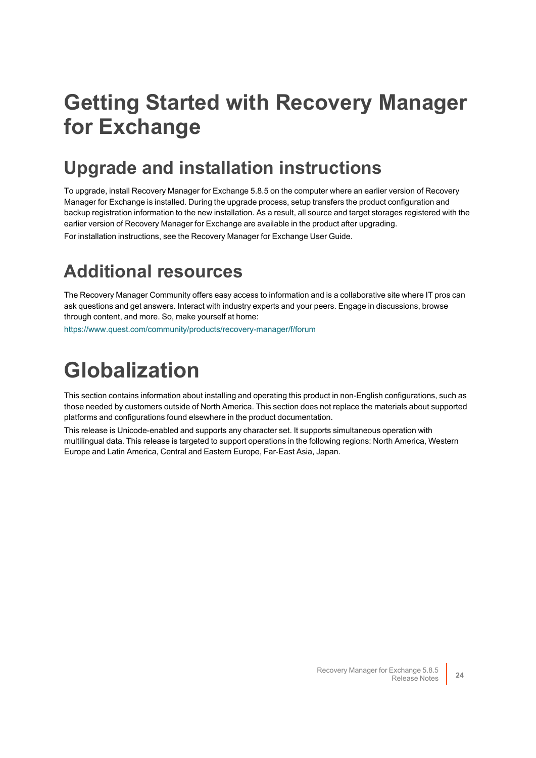# Getting Started with Recovery Manager for Exchange

## Upgrade and installation instructions

To upgrade, install Recovery Manager for Exchange 5.8.5 on the computer where an earlier version of Recovery Manager for Exchange is installed. During the upgrade process, setup transfers the product configuration and backup registration information to the new installation. As a result, all source and target storages registered with the earlier version of Recovery Manager for Exchange are available in the product after upgrading.

For installation instructions, see the Recovery Manager for Exchange User Guide.

## Additional resources

The Recovery Manager Community offers easy access to information and is a collaborative site where IT pros can ask questions and get answers. Interact with industry experts and your peers. Engage in discussions, browse through content, and more. So, make yourself at home:

https://www.quest.com/community/products/recovery-manager/f/forum

# Globalization

This section contains information about installing and operating this product in non-English configurations, such as those needed by customers outside of North America. This section does not replace the materials about supported platforms and configurations found elsewhere in the product documentation.

This release is Unicode-enabled and supports any character set. It supports simultaneous operation with multilingual data. This release is targeted to support operations in the following regions: North America, Western Europe and Latin America, Central and Eastern Europe, Far-East Asia, Japan.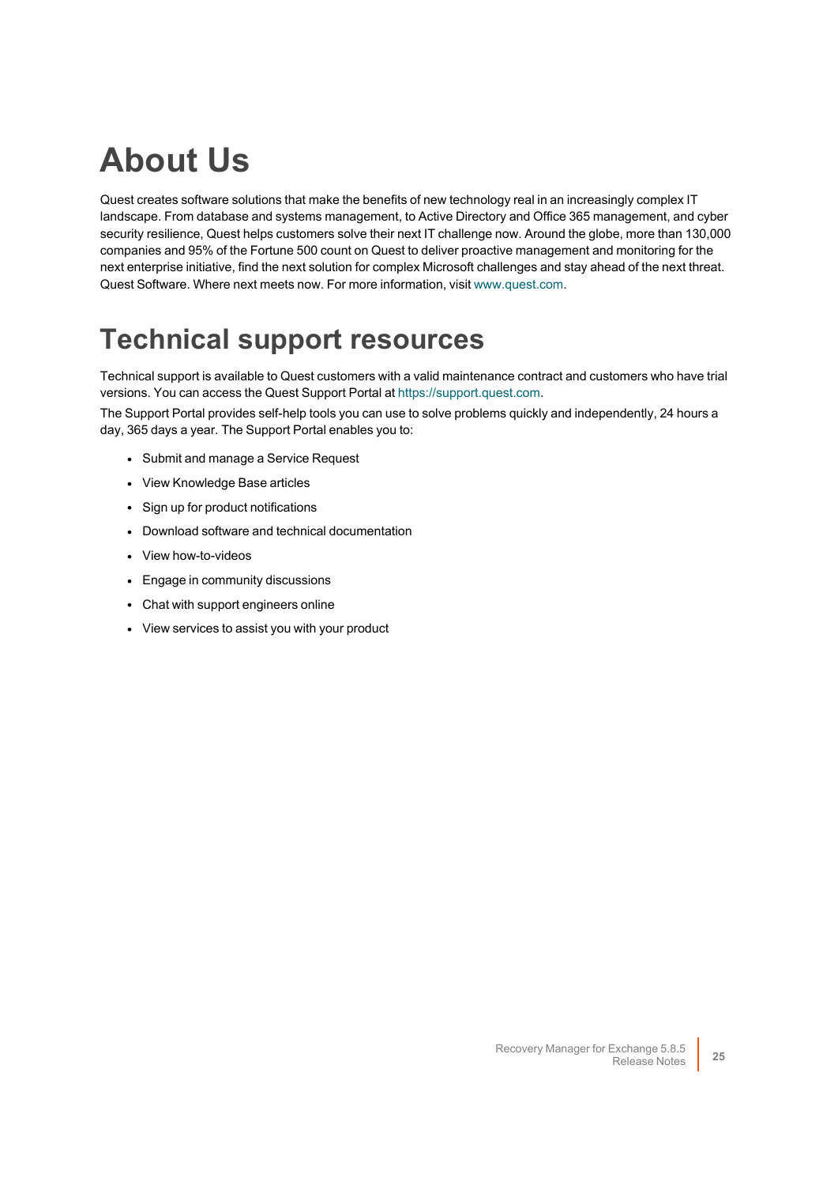# About Us

Quest creates software solutions that make the benefits of new technology real in an increasingly complex IT landscape. From database and systems management, to Active Directory and Office 365 management, and cyber security resilience, Quest helps customers solve their next IT challenge now. Around the globe, more than 130,000 companies and 95% of the Fortune 500 count on Quest to deliver proactive management and monitoring for the next enterprise initiative, find the next solution for complex Microsoft challenges and stay ahead of the next threat. Quest Software. Where next meets now. For more information, visit www.quest.com.

# Technical support resources

Technical support is available to Quest customers with a valid maintenance contract and customers who have trial versions. You can access the Quest Support Portal at https://support.quest.com.

The Support Portal provides self-help tools you can use to solve problems quickly and independently, 24 hours a day, 365 days a year. The Support Portal enables you to:

- Submit and manage a Service Request
- View Knowledge Base articles
- Sign up for product notifications
- Download software and technical documentation
- View how-to-videos
- Engage in community discussions
- Chat with support engineers online
- View services to assist you with your product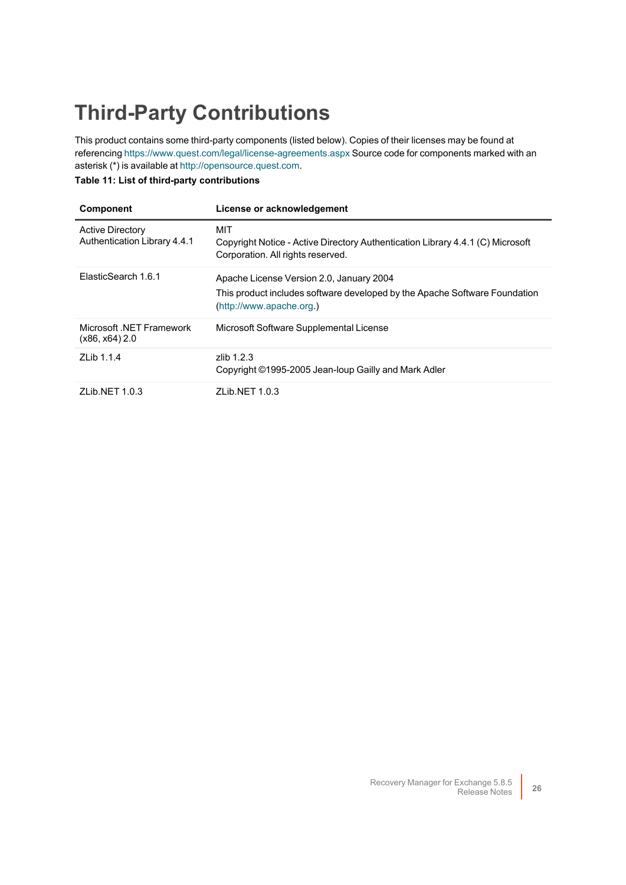# Third-Party Contributions

This product contains some third-party components (listed below). Copies of their licenses may be found at referencing https://www.quest.com/legal/license-agreements.aspx Source code for components marked with an asterisk (*) is available at http://opensource.quest.com.

**Table 11: List of third-party contributions**

| Component | License or acknowledgement |
|---|---|
| Active Directory Authentication Library 4.4.1 | MIT<br>Copyright Notice - Active Directory Authentication Library 4.4.1 (C) Microsoft Corporation. All rights reserved. |
| ElasticSearch 1.6.1 | Apache License Version 2.0, January 2004<br>This product includes software developed by the Apache Software Foundation (http://www.apache.org.) |
| Microsoft .NET Framework (x86, x64) 2.0 | Microsoft Software Supplemental License |
| ZLib 1.1.4 | zlib 1.2.3<br>Copyright ©1995-2005 Jean-loup Gailly and Mark Adler |
| ZLib.NET 1.0.3 | ZLib.NET 1.0.3 |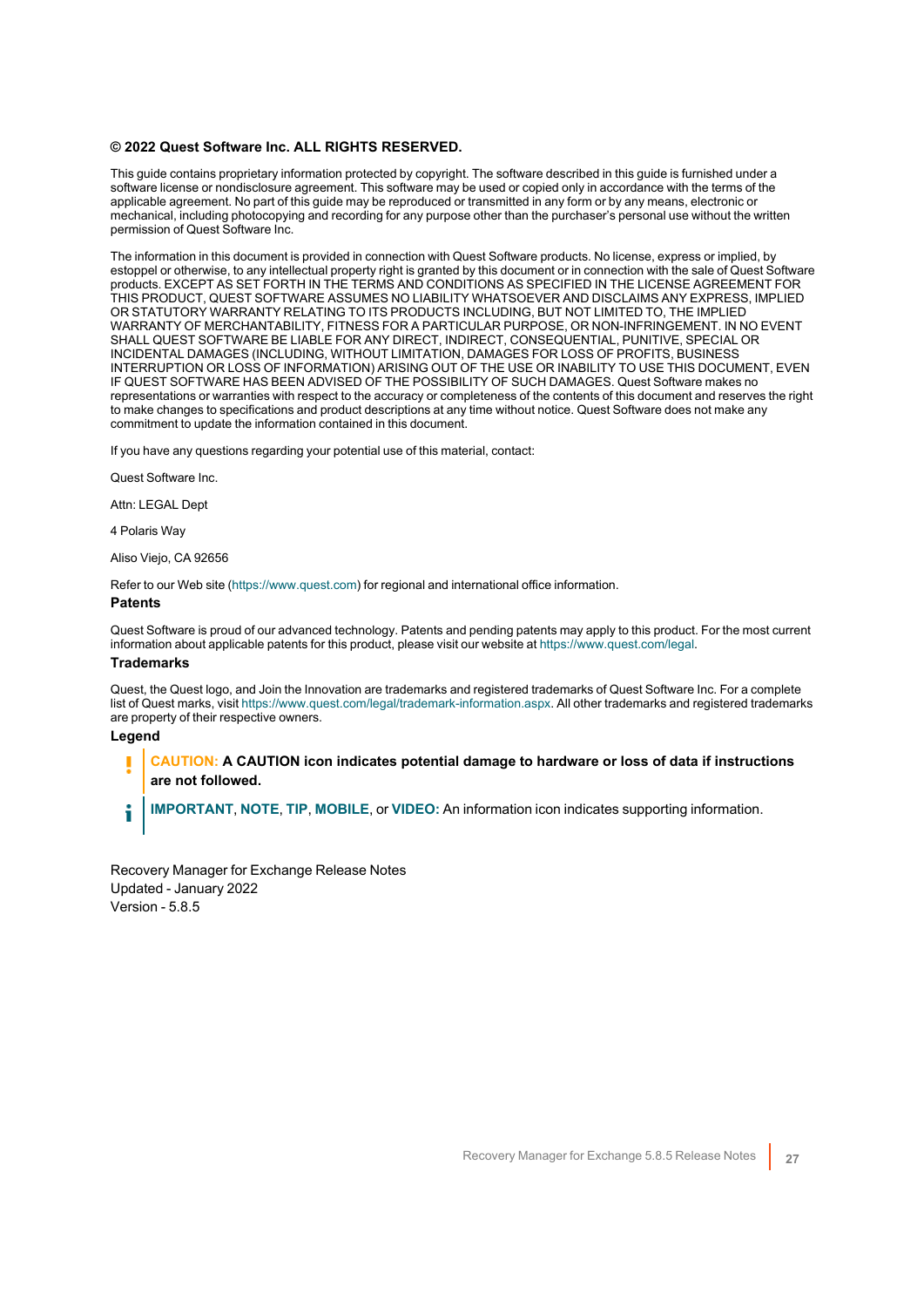**© 2022 Quest Software Inc. ALL RIGHTS RESERVED.**

This guide contains proprietary information protected by copyright. The software described in this guide is furnished under a software license or nondisclosure agreement. This software may be used or copied only in accordance with the terms of the applicable agreement. No part of this guide may be reproduced or transmitted in any form or by any means, electronic or mechanical, including photocopying and recording for any purpose other than the purchaser's personal use without the written permission of Quest Software Inc.

The information in this document is provided in connection with Quest Software products. No license, express or implied, by estoppel or otherwise, to any intellectual property right is granted by this document or in connection with the sale of Quest Software products. EXCEPT AS SET FORTH IN THE TERMS AND CONDITIONS AS SPECIFIED IN THE LICENSE AGREEMENT FOR THIS PRODUCT, QUEST SOFTWARE ASSUMES NO LIABILITY WHATSOEVER AND DISCLAIMS ANY EXPRESS, IMPLIED OR STATUTORY WARRANTY RELATING TO ITS PRODUCTS INCLUDING, BUT NOT LIMITED TO, THE IMPLIED WARRANTY OF MERCHANTABILITY, FITNESS FOR A PARTICULAR PURPOSE, OR NON-INFRINGEMENT. IN NO EVENT SHALL QUEST SOFTWARE BE LIABLE FOR ANY DIRECT, INDIRECT, CONSEQUENTIAL, PUNITIVE, SPECIAL OR INCIDENTAL DAMAGES (INCLUDING, WITHOUT LIMITATION, DAMAGES FOR LOSS OF PROFITS, BUSINESS INTERRUPTION OR LOSS OF INFORMATION) ARISING OUT OF THE USE OR INABILITY TO USE THIS DOCUMENT, EVEN IF QUEST SOFTWARE HAS BEEN ADVISED OF THE POSSIBILITY OF SUCH DAMAGES. Quest Software makes no representations or warranties with respect to the accuracy or completeness of the contents of this document and reserves the right to make changes to specifications and product descriptions at any time without notice. Quest Software does not make any commitment to update the information contained in this document.

If you have any questions regarding your potential use of this material, contact:

Quest Software Inc.

Attn: LEGAL Dept

4 Polaris Way

Aliso Viejo, CA 92656

Refer to our Web site (https://www.quest.com) for regional and international office information.

### Patents

Quest Software is proud of our advanced technology. Patents and pending patents may apply to this product. For the most current information about applicable patents for this product, please visit our website at https://www.quest.com/legal.

### Trademarks

Quest, the Quest logo, and Join the Innovation are trademarks and registered trademarks of Quest Software Inc. For a complete list of Quest marks, visit https://www.quest.com/legal/trademark-information.aspx. All other trademarks and registered trademarks are property of their respective owners.

### Legend

**CAUTION: A CAUTION icon indicates potential damage to hardware or loss of data if instructions are not followed.**

**IMPORTANT**, **NOTE**, **TIP**, **MOBILE**, or **VIDEO:** An information icon indicates supporting information.

Recovery Manager for Exchange Release Notes
Updated - January 2022
Version - 5.8.5